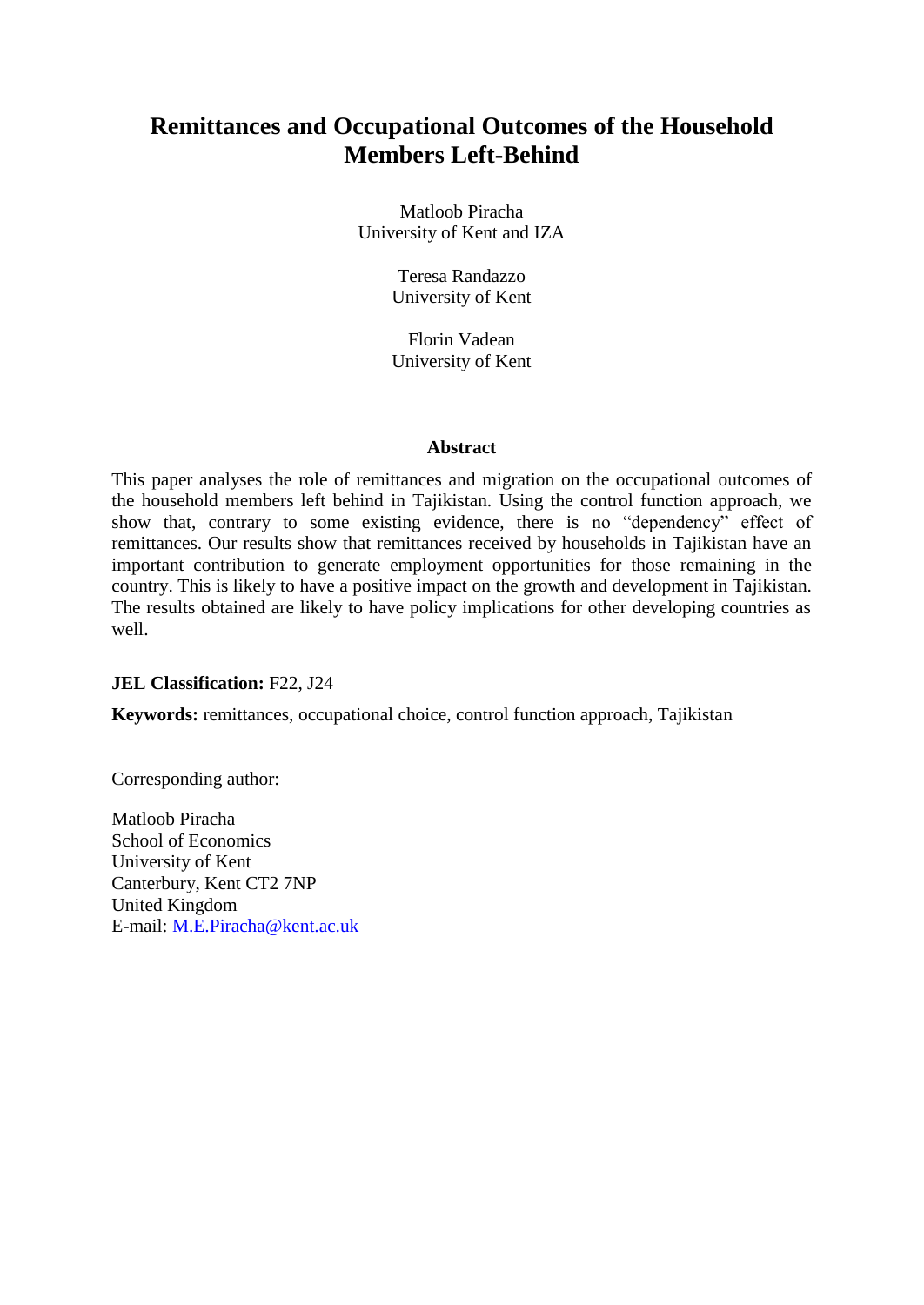# Remittances and Occupational Outcomes of the Household Members Left-Behind

Matloob Piracha
University of Kent and IZA

Teresa Randazzo
University of Kent

Florin Vadean
University of Kent

### Abstract

This paper analyses the role of remittances and migration on the occupational outcomes of the household members left behind in Tajikistan. Using the control function approach, we show that, contrary to some existing evidence, there is no "dependency" effect of remittances. Our results show that remittances received by households in Tajikistan have an important contribution to generate employment opportunities for those remaining in the country. This is likely to have a positive impact on the growth and development in Tajikistan. The results obtained are likely to have policy implications for other developing countries as well.

**JEL Classification:** F22, J24

**Keywords:** remittances, occupational choice, control function approach, Tajikistan

Corresponding author:

Matloob Piracha
School of Economics
University of Kent
Canterbury, Kent CT2 7NP
United Kingdom
E-mail: M.E.Piracha@kent.ac.uk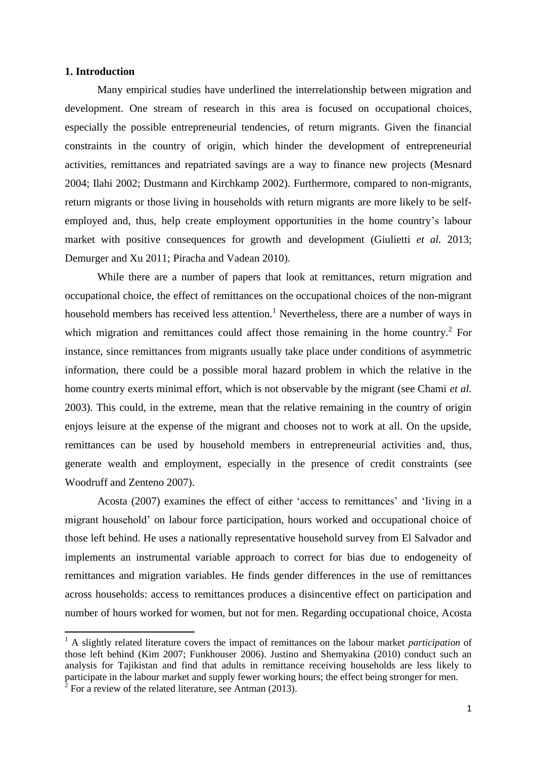## 1. Introduction

Many empirical studies have underlined the interrelationship between migration and development. One stream of research in this area is focused on occupational choices, especially the possible entrepreneurial tendencies, of return migrants. Given the financial constraints in the country of origin, which hinder the development of entrepreneurial activities, remittances and repatriated savings are a way to finance new projects (Mesnard 2004; Ilahi 2002; Dustmann and Kirchkamp 2002). Furthermore, compared to non-migrants, return migrants or those living in households with return migrants are more likely to be self-employed and, thus, help create employment opportunities in the home country's labour market with positive consequences for growth and development (Giulietti *et al.* 2013; Demurger and Xu 2011; Piracha and Vadean 2010).

While there are a number of papers that look at remittances, return migration and occupational choice, the effect of remittances on the occupational choices of the non-migrant household members has received less attention.[1] Nevertheless, there are a number of ways in which migration and remittances could affect those remaining in the home country.[2] For instance, since remittances from migrants usually take place under conditions of asymmetric information, there could be a possible moral hazard problem in which the relative in the home country exerts minimal effort, which is not observable by the migrant (see Chami *et al.* 2003). This could, in the extreme, mean that the relative remaining in the country of origin enjoys leisure at the expense of the migrant and chooses not to work at all. On the upside, remittances can be used by household members in entrepreneurial activities and, thus, generate wealth and employment, especially in the presence of credit constraints (see Woodruff and Zenteno 2007).

Acosta (2007) examines the effect of either 'access to remittances' and 'living in a migrant household' on labour force participation, hours worked and occupational choice of those left behind. He uses a nationally representative household survey from El Salvador and implements an instrumental variable approach to correct for bias due to endogeneity of remittances and migration variables. He finds gender differences in the use of remittances across households: access to remittances produces a disincentive effect on participation and number of hours worked for women, but not for men. Regarding occupational choice, Acosta

[1] A slightly related literature covers the impact of remittances on the labour market *participation* of those left behind (Kim 2007; Funkhouser 2006). Justino and Shemyakina (2010) conduct such an analysis for Tajikistan and find that adults in remittance receiving households are less likely to participate in the labour market and supply fewer working hours; the effect being stronger for men.

[2] For a review of the related literature, see Antman (2013).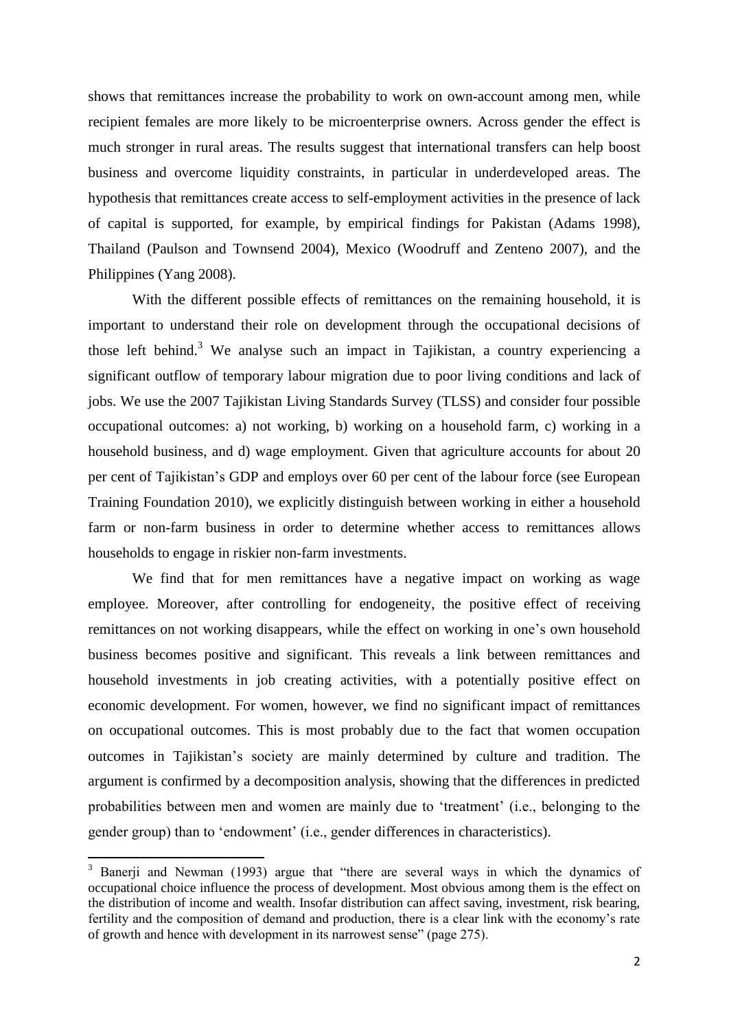shows that remittances increase the probability to work on own-account among men, while recipient females are more likely to be microenterprise owners. Across gender the effect is much stronger in rural areas. The results suggest that international transfers can help boost business and overcome liquidity constraints, in particular in underdeveloped areas. The hypothesis that remittances create access to self-employment activities in the presence of lack of capital is supported, for example, by empirical findings for Pakistan (Adams 1998), Thailand (Paulson and Townsend 2004), Mexico (Woodruff and Zenteno 2007), and the Philippines (Yang 2008).

With the different possible effects of remittances on the remaining household, it is important to understand their role on development through the occupational decisions of those left behind.[3] We analyse such an impact in Tajikistan, a country experiencing a significant outflow of temporary labour migration due to poor living conditions and lack of jobs. We use the 2007 Tajikistan Living Standards Survey (TLSS) and consider four possible occupational outcomes: a) not working, b) working on a household farm, c) working in a household business, and d) wage employment. Given that agriculture accounts for about 20 per cent of Tajikistan's GDP and employs over 60 per cent of the labour force (see European Training Foundation 2010), we explicitly distinguish between working in either a household farm or non-farm business in order to determine whether access to remittances allows households to engage in riskier non-farm investments.

We find that for men remittances have a negative impact on working as wage employee. Moreover, after controlling for endogeneity, the positive effect of receiving remittances on not working disappears, while the effect on working in one's own household business becomes positive and significant. This reveals a link between remittances and household investments in job creating activities, with a potentially positive effect on economic development. For women, however, we find no significant impact of remittances on occupational outcomes. This is most probably due to the fact that women occupation outcomes in Tajikistan's society are mainly determined by culture and tradition. The argument is confirmed by a decomposition analysis, showing that the differences in predicted probabilities between men and women are mainly due to 'treatment' (i.e., belonging to the gender group) than to 'endowment' (i.e., gender differences in characteristics).

---

[3] Banerji and Newman (1993) argue that "there are several ways in which the dynamics of occupational choice influence the process of development. Most obvious among them is the effect on the distribution of income and wealth. Insofar distribution can affect saving, investment, risk bearing, fertility and the composition of demand and production, there is a clear link with the economy's rate of growth and hence with development in its narrowest sense" (page 275).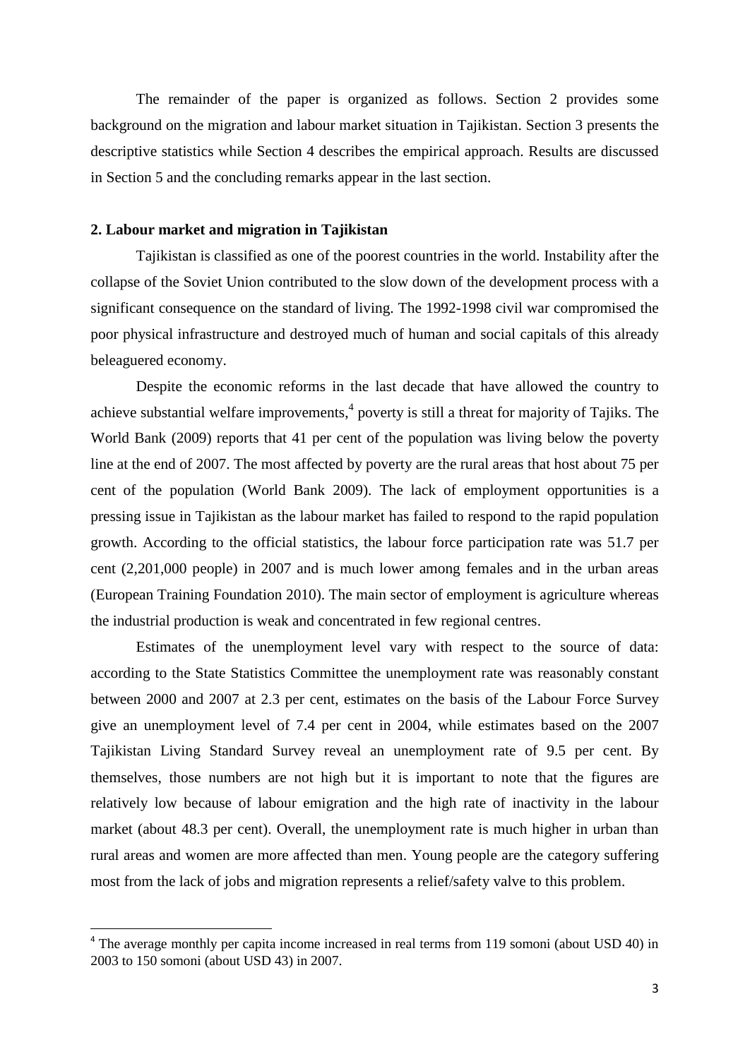The remainder of the paper is organized as follows. Section 2 provides some background on the migration and labour market situation in Tajikistan. Section 3 presents the descriptive statistics while Section 4 describes the empirical approach. Results are discussed in Section 5 and the concluding remarks appear in the last section.

## 2. Labour market and migration in Tajikistan

Tajikistan is classified as one of the poorest countries in the world. Instability after the collapse of the Soviet Union contributed to the slow down of the development process with a significant consequence on the standard of living. The 1992-1998 civil war compromised the poor physical infrastructure and destroyed much of human and social capitals of this already beleaguered economy.

Despite the economic reforms in the last decade that have allowed the country to achieve substantial welfare improvements,[4] poverty is still a threat for majority of Tajiks. The World Bank (2009) reports that 41 per cent of the population was living below the poverty line at the end of 2007. The most affected by poverty are the rural areas that host about 75 per cent of the population (World Bank 2009). The lack of employment opportunities is a pressing issue in Tajikistan as the labour market has failed to respond to the rapid population growth. According to the official statistics, the labour force participation rate was 51.7 per cent (2,201,000 people) in 2007 and is much lower among females and in the urban areas (European Training Foundation 2010). The main sector of employment is agriculture whereas the industrial production is weak and concentrated in few regional centres.

Estimates of the unemployment level vary with respect to the source of data: according to the State Statistics Committee the unemployment rate was reasonably constant between 2000 and 2007 at 2.3 per cent, estimates on the basis of the Labour Force Survey give an unemployment level of 7.4 per cent in 2004, while estimates based on the 2007 Tajikistan Living Standard Survey reveal an unemployment rate of 9.5 per cent. By themselves, those numbers are not high but it is important to note that the figures are relatively low because of labour emigration and the high rate of inactivity in the labour market (about 48.3 per cent). Overall, the unemployment rate is much higher in urban than rural areas and women are more affected than men. Young people are the category suffering most from the lack of jobs and migration represents a relief/safety valve to this problem.

---

[4] The average monthly per capita income increased in real terms from 119 somoni (about USD 40) in 2003 to 150 somoni (about USD 43) in 2007.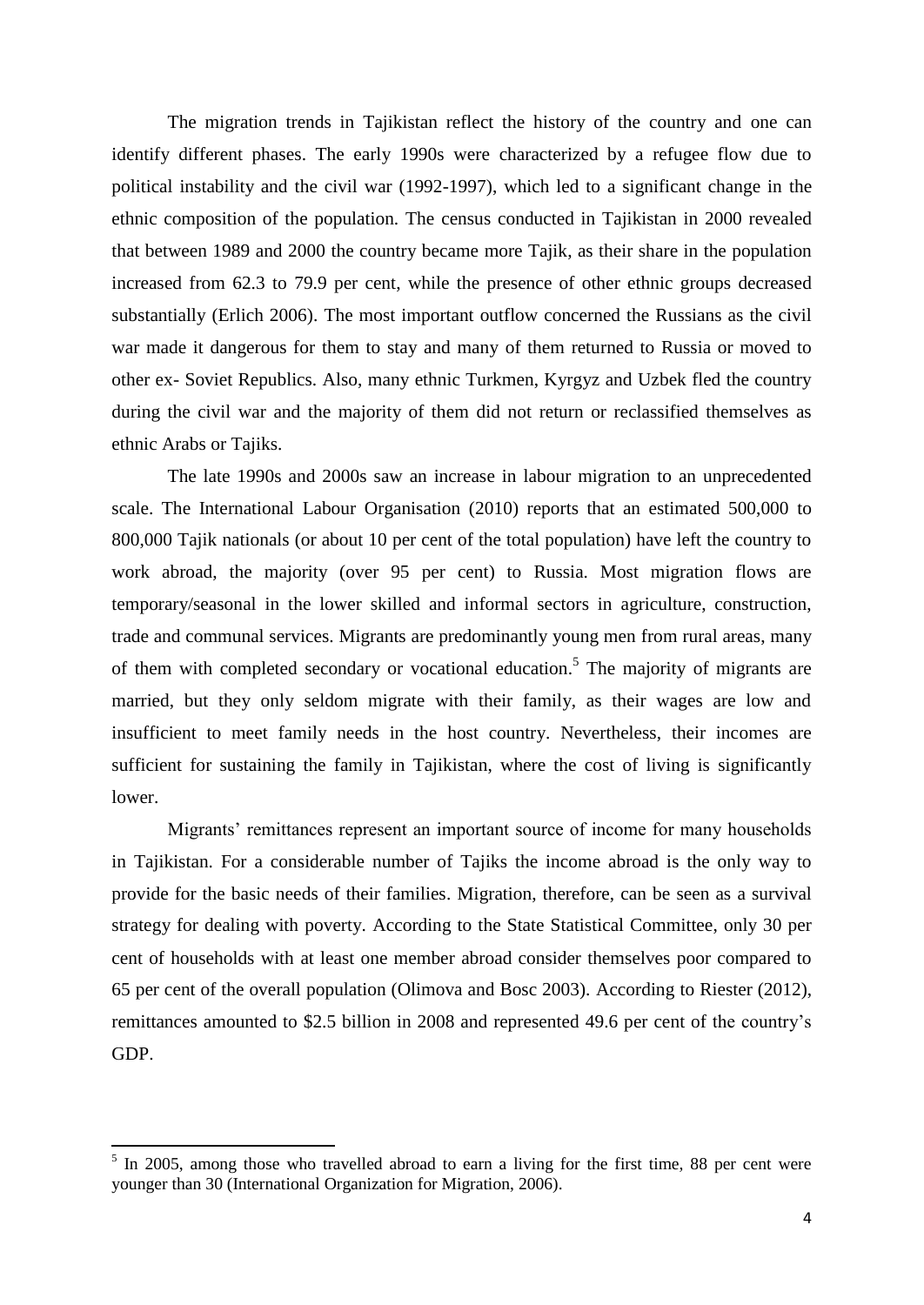The migration trends in Tajikistan reflect the history of the country and one can identify different phases. The early 1990s were characterized by a refugee flow due to political instability and the civil war (1992-1997), which led to a significant change in the ethnic composition of the population. The census conducted in Tajikistan in 2000 revealed that between 1989 and 2000 the country became more Tajik, as their share in the population increased from 62.3 to 79.9 per cent, while the presence of other ethnic groups decreased substantially (Erlich 2006). The most important outflow concerned the Russians as the civil war made it dangerous for them to stay and many of them returned to Russia or moved to other ex- Soviet Republics. Also, many ethnic Turkmen, Kyrgyz and Uzbek fled the country during the civil war and the majority of them did not return or reclassified themselves as ethnic Arabs or Tajiks.

The late 1990s and 2000s saw an increase in labour migration to an unprecedented scale. The International Labour Organisation (2010) reports that an estimated 500,000 to 800,000 Tajik nationals (or about 10 per cent of the total population) have left the country to work abroad, the majority (over 95 per cent) to Russia. Most migration flows are temporary/seasonal in the lower skilled and informal sectors in agriculture, construction, trade and communal services. Migrants are predominantly young men from rural areas, many of them with completed secondary or vocational education.[5] The majority of migrants are married, but they only seldom migrate with their family, as their wages are low and insufficient to meet family needs in the host country. Nevertheless, their incomes are sufficient for sustaining the family in Tajikistan, where the cost of living is significantly lower.

Migrants' remittances represent an important source of income for many households in Tajikistan. For a considerable number of Tajiks the income abroad is the only way to provide for the basic needs of their families. Migration, therefore, can be seen as a survival strategy for dealing with poverty. According to the State Statistical Committee, only 30 per cent of households with at least one member abroad consider themselves poor compared to 65 per cent of the overall population (Olimova and Bosc 2003). According to Riester (2012), remittances amounted to $2.5 billion in 2008 and represented 49.6 per cent of the country's GDP.

[5] In 2005, among those who travelled abroad to earn a living for the first time, 88 per cent were younger than 30 (International Organization for Migration, 2006).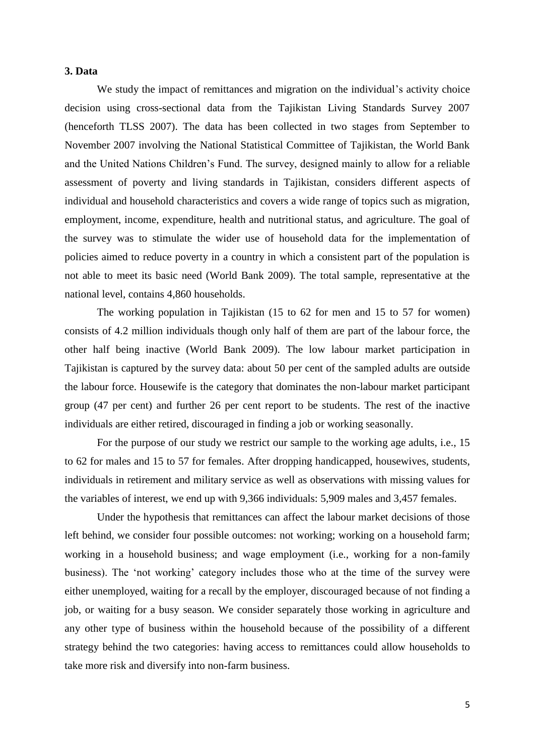### 3. Data

We study the impact of remittances and migration on the individual's activity choice decision using cross-sectional data from the Tajikistan Living Standards Survey 2007 (henceforth TLSS 2007). The data has been collected in two stages from September to November 2007 involving the National Statistical Committee of Tajikistan, the World Bank and the United Nations Children's Fund. The survey, designed mainly to allow for a reliable assessment of poverty and living standards in Tajikistan, considers different aspects of individual and household characteristics and covers a wide range of topics such as migration, employment, income, expenditure, health and nutritional status, and agriculture. The goal of the survey was to stimulate the wider use of household data for the implementation of policies aimed to reduce poverty in a country in which a consistent part of the population is not able to meet its basic need (World Bank 2009). The total sample, representative at the national level, contains 4,860 households.

The working population in Tajikistan (15 to 62 for men and 15 to 57 for women) consists of 4.2 million individuals though only half of them are part of the labour force, the other half being inactive (World Bank 2009). The low labour market participation in Tajikistan is captured by the survey data: about 50 per cent of the sampled adults are outside the labour force. Housewife is the category that dominates the non-labour market participant group (47 per cent) and further 26 per cent report to be students. The rest of the inactive individuals are either retired, discouraged in finding a job or working seasonally.

For the purpose of our study we restrict our sample to the working age adults, i.e., 15 to 62 for males and 15 to 57 for females. After dropping handicapped, housewives, students, individuals in retirement and military service as well as observations with missing values for the variables of interest, we end up with 9,366 individuals: 5,909 males and 3,457 females.

Under the hypothesis that remittances can affect the labour market decisions of those left behind, we consider four possible outcomes: not working; working on a household farm; working in a household business; and wage employment (i.e., working for a non-family business). The 'not working' category includes those who at the time of the survey were either unemployed, waiting for a recall by the employer, discouraged because of not finding a job, or waiting for a busy season. We consider separately those working in agriculture and any other type of business within the household because of the possibility of a different strategy behind the two categories: having access to remittances could allow households to take more risk and diversify into non-farm business.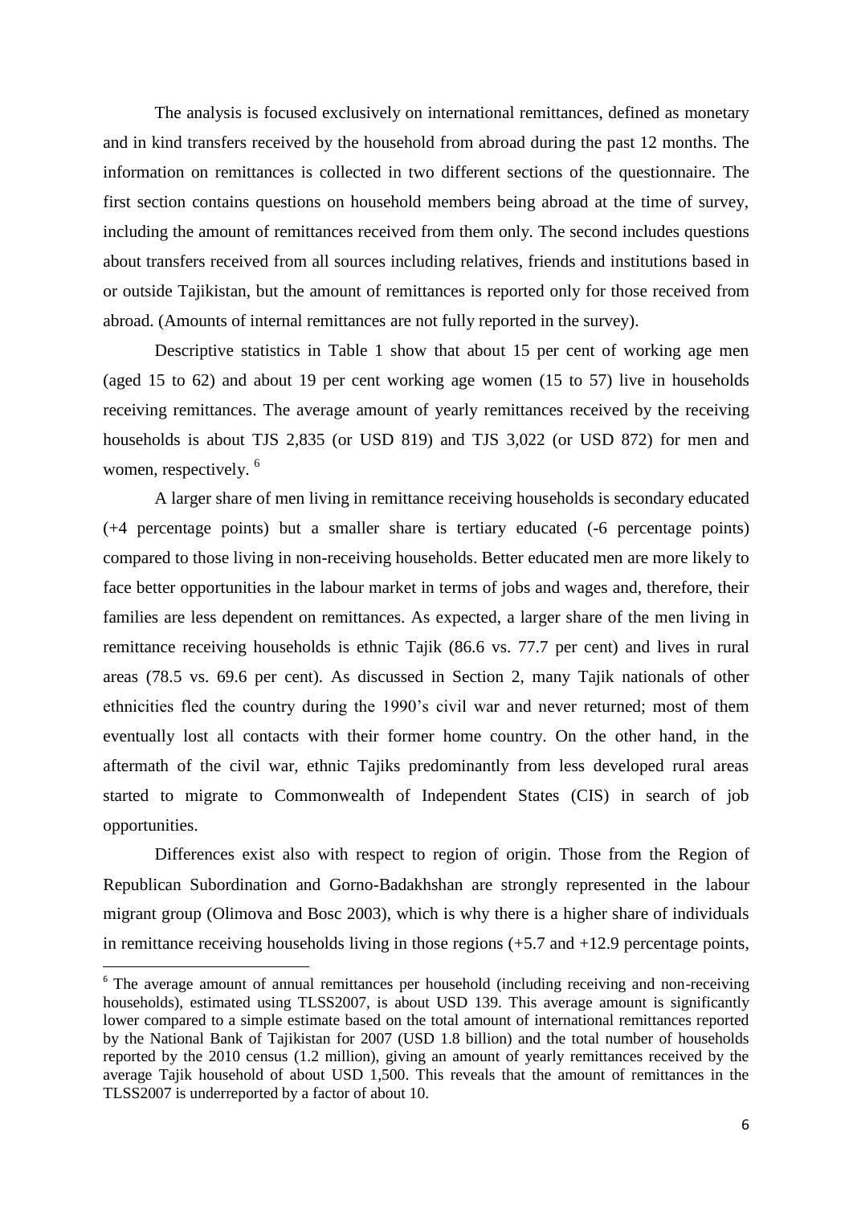The analysis is focused exclusively on international remittances, defined as monetary and in kind transfers received by the household from abroad during the past 12 months. The information on remittances is collected in two different sections of the questionnaire. The first section contains questions on household members being abroad at the time of survey, including the amount of remittances received from them only. The second includes questions about transfers received from all sources including relatives, friends and institutions based in or outside Tajikistan, but the amount of remittances is reported only for those received from abroad. (Amounts of internal remittances are not fully reported in the survey).

Descriptive statistics in Table 1 show that about 15 per cent of working age men (aged 15 to 62) and about 19 per cent working age women (15 to 57) live in households receiving remittances. The average amount of yearly remittances received by the receiving households is about TJS 2,835 (or USD 819) and TJS 3,022 (or USD 872) for men and women, respectively. [6]

A larger share of men living in remittance receiving households is secondary educated (+4 percentage points) but a smaller share is tertiary educated (-6 percentage points) compared to those living in non-receiving households. Better educated men are more likely to face better opportunities in the labour market in terms of jobs and wages and, therefore, their families are less dependent on remittances. As expected, a larger share of the men living in remittance receiving households is ethnic Tajik (86.6 vs. 77.7 per cent) and lives in rural areas (78.5 vs. 69.6 per cent). As discussed in Section 2, many Tajik nationals of other ethnicities fled the country during the 1990's civil war and never returned; most of them eventually lost all contacts with their former home country. On the other hand, in the aftermath of the civil war, ethnic Tajiks predominantly from less developed rural areas started to migrate to Commonwealth of Independent States (CIS) in search of job opportunities.

Differences exist also with respect to region of origin. Those from the Region of Republican Subordination and Gorno-Badakhshan are strongly represented in the labour migrant group (Olimova and Bosc 2003), which is why there is a higher share of individuals in remittance receiving households living in those regions (+5.7 and +12.9 percentage points,

---

[6] The average amount of annual remittances per household (including receiving and non-receiving households), estimated using TLSS2007, is about USD 139. This average amount is significantly lower compared to a simple estimate based on the total amount of international remittances reported by the National Bank of Tajikistan for 2007 (USD 1.8 billion) and the total number of households reported by the 2010 census (1.2 million), giving an amount of yearly remittances received by the average Tajik household of about USD 1,500. This reveals that the amount of remittances in the TLSS2007 is underreported by a factor of about 10.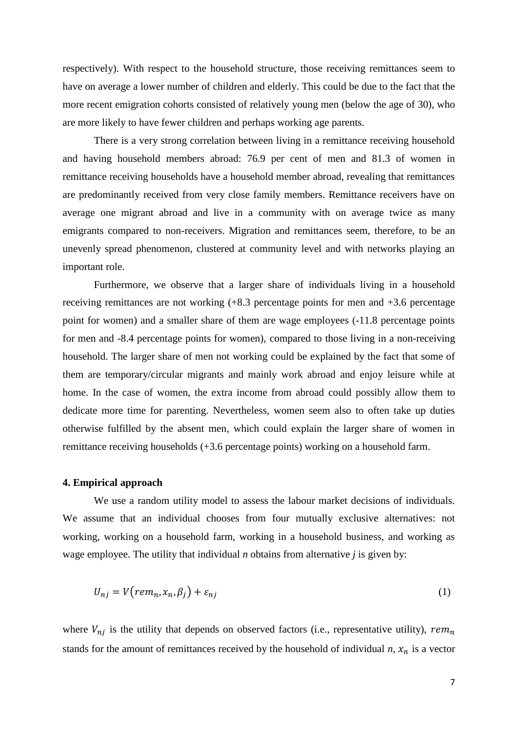respectively). With respect to the household structure, those receiving remittances seem to have on average a lower number of children and elderly. This could be due to the fact that the more recent emigration cohorts consisted of relatively young men (below the age of 30), who are more likely to have fewer children and perhaps working age parents.

There is a very strong correlation between living in a remittance receiving household and having household members abroad: 76.9 per cent of men and 81.3 of women in remittance receiving households have a household member abroad, revealing that remittances are predominantly received from very close family members. Remittance receivers have on average one migrant abroad and live in a community with on average twice as many emigrants compared to non-receivers. Migration and remittances seem, therefore, to be an unevenly spread phenomenon, clustered at community level and with networks playing an important role.

Furthermore, we observe that a larger share of individuals living in a household receiving remittances are not working (+8.3 percentage points for men and +3.6 percentage point for women) and a smaller share of them are wage employees (-11.8 percentage points for men and -8.4 percentage points for women), compared to those living in a non-receiving household. The larger share of men not working could be explained by the fact that some of them are temporary/circular migrants and mainly work abroad and enjoy leisure while at home. In the case of women, the extra income from abroad could possibly allow them to dedicate more time for parenting. Nevertheless, women seem also to often take up duties otherwise fulfilled by the absent men, which could explain the larger share of women in remittance receiving households (+3.6 percentage points) working on a household farm.

### 4. Empirical approach

We use a random utility model to assess the labour market decisions of individuals. We assume that an individual chooses from four mutually exclusive alternatives: not working, working on a household farm, working in a household business, and working as wage employee. The utility that individual *n* obtains from alternative *j* is given by:

$$U_{nj} = V\left(rem_n, x_n, \beta_j\right) + \varepsilon_{nj} \tag{1}$$

where $V_{nj}$ is the utility that depends on observed factors (i.e., representative utility), $rem_n$ stands for the amount of remittances received by the household of individual $n$, $x_n$ is a vector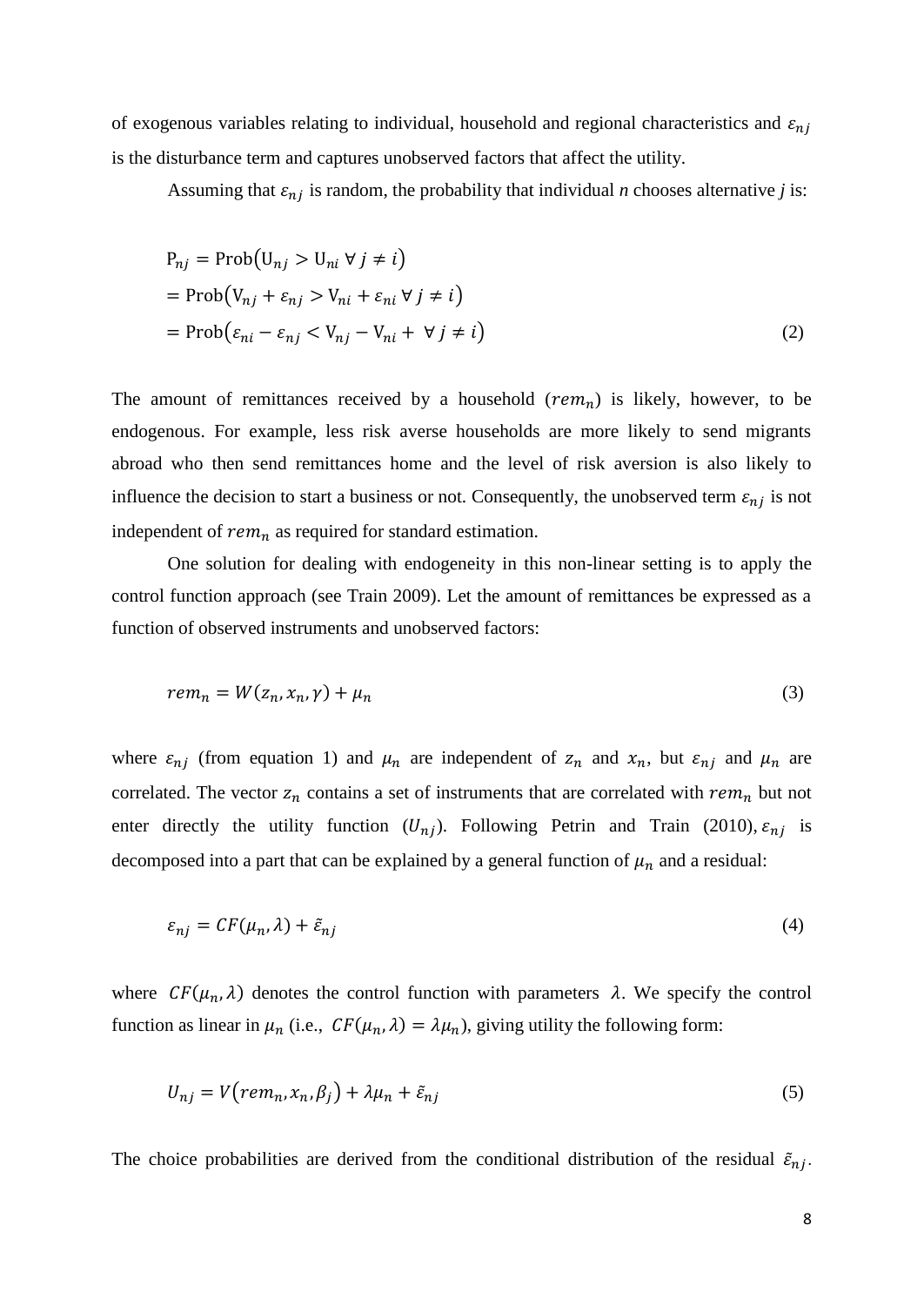of exogenous variables relating to individual, household and regional characteristics and $\varepsilon_{nj}$ is the disturbance term and captures unobserved factors that affect the utility.

Assuming that $\varepsilon_{nj}$ is random, the probability that individual *n* chooses alternative *j* is:

$$
\begin{aligned}
\mathrm{P}_{nj} &= \mathrm{Prob}\left(\mathrm{U}_{nj} > \mathrm{U}_{ni}\ \forall\, j \neq i\right) \\
&= \mathrm{Prob}\left(\mathrm{V}_{nj} + \varepsilon_{nj} > \mathrm{V}_{ni} + \varepsilon_{ni}\ \forall\, j \neq i\right) \\
&= \mathrm{Prob}\left(\varepsilon_{ni} - \varepsilon_{nj} < \mathrm{V}_{nj} - \mathrm{V}_{ni} +\ \forall\, j \neq i\right) \qquad (2)
\end{aligned}
$$

The amount of remittances received by a household ($rem_n$) is likely, however, to be endogenous. For example, less risk averse households are more likely to send migrants abroad who then send remittances home and the level of risk aversion is also likely to influence the decision to start a business or not. Consequently, the unobserved term $\varepsilon_{nj}$ is not independent of $rem_n$ as required for standard estimation.

One solution for dealing with endogeneity in this non-linear setting is to apply the control function approach (see Train 2009). Let the amount of remittances be expressed as a function of observed instruments and unobserved factors:

$$
rem_n = W(z_n, x_n, \gamma) + \mu_n \qquad (3)
$$

where $\varepsilon_{nj}$ (from equation 1) and $\mu_n$ are independent of $z_n$ and $x_n$, but $\varepsilon_{nj}$ and $\mu_n$ are correlated. The vector $z_n$ contains a set of instruments that are correlated with $rem_n$ but not enter directly the utility function ($U_{nj}$). Following Petrin and Train (2010), $\varepsilon_{nj}$ is decomposed into a part that can be explained by a general function of $\mu_n$ and a residual:

$$
\varepsilon_{nj} = CF(\mu_n, \lambda) + \tilde{\varepsilon}_{nj} \qquad (4)
$$

where $CF(\mu_n, \lambda)$ denotes the control function with parameters $\lambda$. We specify the control function as linear in $\mu_n$ (i.e., $CF(\mu_n, \lambda) = \lambda\mu_n$), giving utility the following form:

$$
U_{nj} = V\left(rem_n, x_n, \beta_j\right) + \lambda\mu_n + \tilde{\varepsilon}_{nj} \qquad (5)
$$

The choice probabilities are derived from the conditional distribution of the residual $\tilde{\varepsilon}_{nj}$.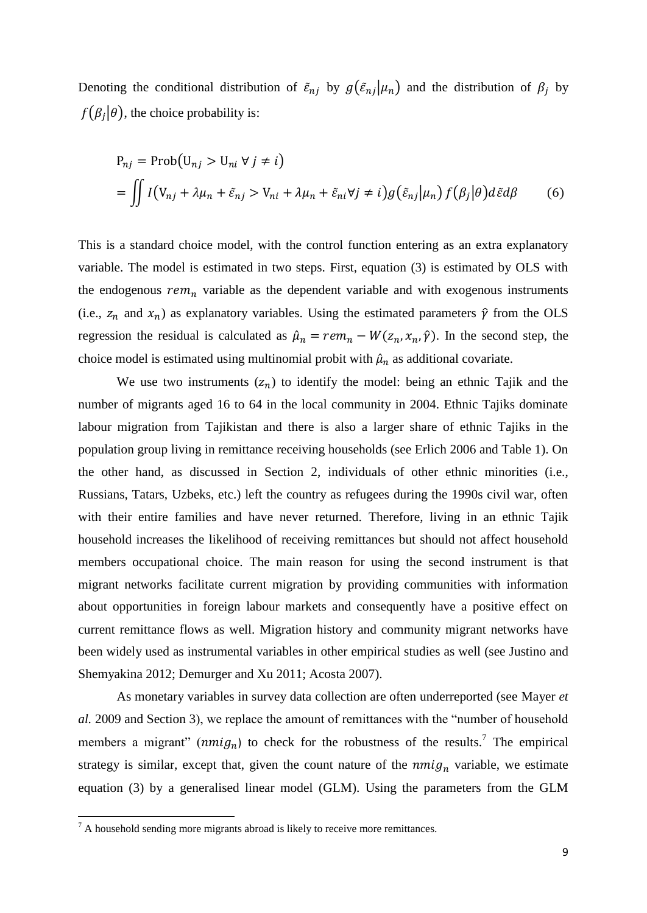Denoting the conditional distribution of $\tilde{\varepsilon}_{nj}$ by $g(\tilde{\varepsilon}_{nj}|\mu_n)$ and the distribution of $\beta_j$ by $f(\beta_j|\theta)$, the choice probability is:

$$
\begin{aligned}
\mathrm{P}_{nj} &= \mathrm{Prob}(\mathrm{U}_{nj} > \mathrm{U}_{ni}\ \forall\ j \neq i) \\
&= \iint I(\mathrm{V}_{nj} + \lambda\mu_n + \tilde{\varepsilon}_{nj} > \mathrm{V}_{ni} + \lambda\mu_n + \tilde{\varepsilon}_{ni} \forall j \neq i)\, g(\tilde{\varepsilon}_{nj}|\mu_n)\, f(\beta_j|\theta)\, d\tilde{\varepsilon} d\beta \qquad (6)
\end{aligned}
$$

This is a standard choice model, with the control function entering as an extra explanatory variable. The model is estimated in two steps. First, equation (3) is estimated by OLS with the endogenous $rem_n$ variable as the dependent variable and with exogenous instruments (i.e., $z_n$ and $x_n$) as explanatory variables. Using the estimated parameters $\hat{\gamma}$ from the OLS regression the residual is calculated as $\hat{\mu}_n = rem_n - W(z_n, x_n, \hat{\gamma})$. In the second step, the choice model is estimated using multinomial probit with $\hat{\mu}_n$ as additional covariate.

We use two instruments ($z_n$) to identify the model: being an ethnic Tajik and the number of migrants aged 16 to 64 in the local community in 2004. Ethnic Tajiks dominate labour migration from Tajikistan and there is also a larger share of ethnic Tajiks in the population group living in remittance receiving households (see Erlich 2006 and Table 1). On the other hand, as discussed in Section 2, individuals of other ethnic minorities (i.e., Russians, Tatars, Uzbeks, etc.) left the country as refugees during the 1990s civil war, often with their entire families and have never returned. Therefore, living in an ethnic Tajik household increases the likelihood of receiving remittances but should not affect household members occupational choice. The main reason for using the second instrument is that migrant networks facilitate current migration by providing communities with information about opportunities in foreign labour markets and consequently have a positive effect on current remittance flows as well. Migration history and community migrant networks have been widely used as instrumental variables in other empirical studies as well (see Justino and Shemyakina 2012; Demurger and Xu 2011; Acosta 2007).

As monetary variables in survey data collection are often underreported (see Mayer *et al.* 2009 and Section 3), we replace the amount of remittances with the "number of household members a migrant" ($nmig_n$) to check for the robustness of the results.[7] The empirical strategy is similar, except that, given the count nature of the $nmig_n$ variable, we estimate equation (3) by a generalised linear model (GLM). Using the parameters from the GLM

[7] A household sending more migrants abroad is likely to receive more remittances.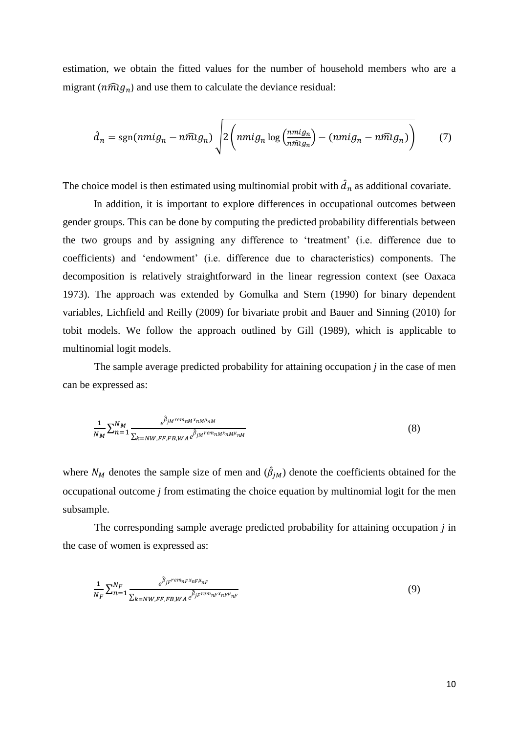estimation, we obtain the fitted values for the number of household members who are a migrant ($\widehat{nmig}_n$) and use them to calculate the deviance residual:

$$\hat{d}_n = \text{sgn}(nmig_n - \widehat{nmig}_n)\sqrt{2\left(nmig_n \log\left(\frac{nmig_n}{\widehat{nmig}_n}\right) - (nmig_n - \widehat{nmig}_n)\right)} \tag{7}$$

The choice model is then estimated using multinomial probit with $\hat{d}_n$ as additional covariate.

In addition, it is important to explore differences in occupational outcomes between gender groups. This can be done by computing the predicted probability differentials between the two groups and by assigning any difference to 'treatment' (i.e. difference due to coefficients) and 'endowment' (i.e. difference due to characteristics) components. The decomposition is relatively straightforward in the linear regression context (see Oaxaca 1973). The approach was extended by Gomulka and Stern (1990) for binary dependent variables, Lichfield and Reilly (2009) for bivariate probit and Bauer and Sinning (2010) for tobit models. We follow the approach outlined by Gill (1989), which is applicable to multinomial logit models.

The sample average predicted probability for attaining occupation $j$ in the case of men can be expressed as:

$$\frac{1}{N_M}\sum_{n=1}^{N_M} \frac{e^{\hat{\beta}_{jM} rem_{nM} x_{nM} \mu_{nM}}}{\sum_{k=NW,FF,FB,WA} e^{\hat{\beta}_{jM} rem_{nM} x_{nM} \mu_{nM}}} \tag{8}$$

where $N_M$ denotes the sample size of men and ($\hat{\beta}_{jM}$) denote the coefficients obtained for the occupational outcome $j$ from estimating the choice equation by multinomial logit for the men subsample.

The corresponding sample average predicted probability for attaining occupation $j$ in the case of women is expressed as:

$$\frac{1}{N_F}\sum_{n=1}^{N_F} \frac{e^{\hat{\beta}_{jF} rem_{nF} x_{nF} \mu_{nF}}}{\sum_{k=NW,FF,FB,WA} e^{\hat{\beta}_{jF} rem_{nF} x_{nF} \mu_{nF}}} \tag{9}$$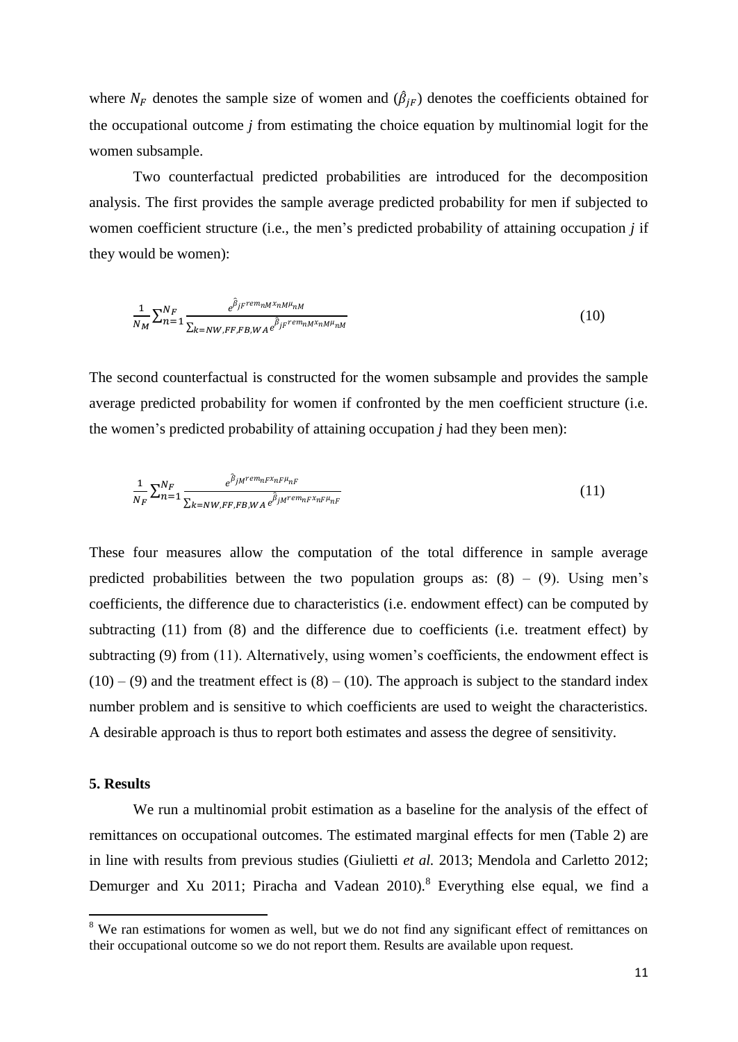where $N_F$ denotes the sample size of women and $(\hat{\beta}_{jF})$ denotes the coefficients obtained for the occupational outcome *j* from estimating the choice equation by multinomial logit for the women subsample.

Two counterfactual predicted probabilities are introduced for the decomposition analysis. The first provides the sample average predicted probability for men if subjected to women coefficient structure (i.e., the men's predicted probability of attaining occupation *j* if they would be women):

$$\frac{1}{N_M}\sum_{n=1}^{N_F}\frac{e^{\hat{\beta}_{jF}rem_{nM}x_{nM}\mu_{nM}}}{\sum_{k=NW,FF,FB,WA}e^{\hat{\beta}_{jF}rem_{nM}x_{nM}\mu_{nM}}} \tag{10}$$

The second counterfactual is constructed for the women subsample and provides the sample average predicted probability for women if confronted by the men coefficient structure (i.e. the women's predicted probability of attaining occupation *j* had they been men):

$$\frac{1}{N_F}\sum_{n=1}^{N_F}\frac{e^{\hat{\beta}_{jM}rem_{nF}x_{nF}\mu_{nF}}}{\sum_{k=NW,FF,FB,WA}e^{\hat{\beta}_{jM}rem_{nF}x_{nF}\mu_{nF}}} \tag{11}$$

These four measures allow the computation of the total difference in sample average predicted probabilities between the two population groups as: (8) – (9). Using men's coefficients, the difference due to characteristics (i.e. endowment effect) can be computed by subtracting (11) from (8) and the difference due to coefficients (i.e. treatment effect) by subtracting (9) from (11). Alternatively, using women's coefficients, the endowment effect is (10) – (9) and the treatment effect is (8) – (10). The approach is subject to the standard index number problem and is sensitive to which coefficients are used to weight the characteristics. A desirable approach is thus to report both estimates and assess the degree of sensitivity.

## 5. Results

We run a multinomial probit estimation as a baseline for the analysis of the effect of remittances on occupational outcomes. The estimated marginal effects for men (Table 2) are in line with results from previous studies (Giulietti *et al.* 2013; Mendola and Carletto 2012; Demurger and Xu 2011; Piracha and Vadean 2010).[8] Everything else equal, we find a

---

[8] We ran estimations for women as well, but we do not find any significant effect of remittances on their occupational outcome so we do not report them. Results are available upon request.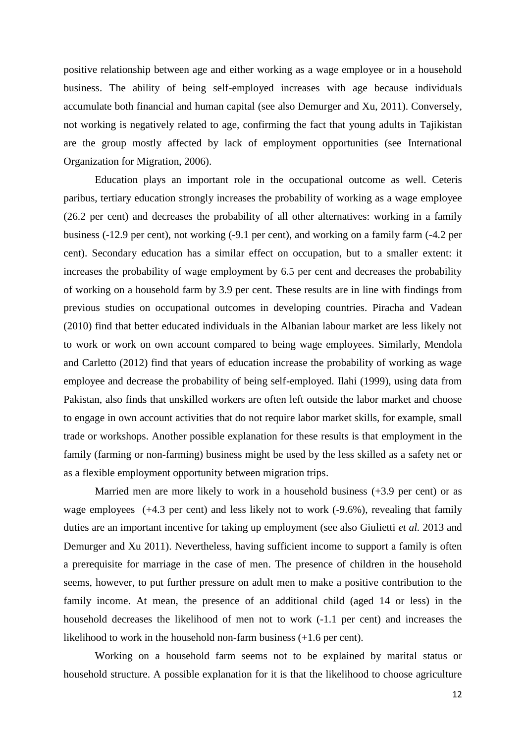positive relationship between age and either working as a wage employee or in a household business. The ability of being self-employed increases with age because individuals accumulate both financial and human capital (see also Demurger and Xu, 2011). Conversely, not working is negatively related to age, confirming the fact that young adults in Tajikistan are the group mostly affected by lack of employment opportunities (see International Organization for Migration, 2006).

Education plays an important role in the occupational outcome as well. Ceteris paribus, tertiary education strongly increases the probability of working as a wage employee (26.2 per cent) and decreases the probability of all other alternatives: working in a family business (-12.9 per cent), not working (-9.1 per cent), and working on a family farm (-4.2 per cent). Secondary education has a similar effect on occupation, but to a smaller extent: it increases the probability of wage employment by 6.5 per cent and decreases the probability of working on a household farm by 3.9 per cent. These results are in line with findings from previous studies on occupational outcomes in developing countries. Piracha and Vadean (2010) find that better educated individuals in the Albanian labour market are less likely not to work or work on own account compared to being wage employees. Similarly, Mendola and Carletto (2012) find that years of education increase the probability of working as wage employee and decrease the probability of being self-employed. Ilahi (1999), using data from Pakistan, also finds that unskilled workers are often left outside the labor market and choose to engage in own account activities that do not require labor market skills, for example, small trade or workshops. Another possible explanation for these results is that employment in the family (farming or non-farming) business might be used by the less skilled as a safety net or as a flexible employment opportunity between migration trips.

Married men are more likely to work in a household business (+3.9 per cent) or as wage employees (+4.3 per cent) and less likely not to work (-9.6%), revealing that family duties are an important incentive for taking up employment (see also Giulietti *et al.* 2013 and Demurger and Xu 2011). Nevertheless, having sufficient income to support a family is often a prerequisite for marriage in the case of men. The presence of children in the household seems, however, to put further pressure on adult men to make a positive contribution to the family income. At mean, the presence of an additional child (aged 14 or less) in the household decreases the likelihood of men not to work (-1.1 per cent) and increases the likelihood to work in the household non-farm business (+1.6 per cent).

Working on a household farm seems not to be explained by marital status or household structure. A possible explanation for it is that the likelihood to choose agriculture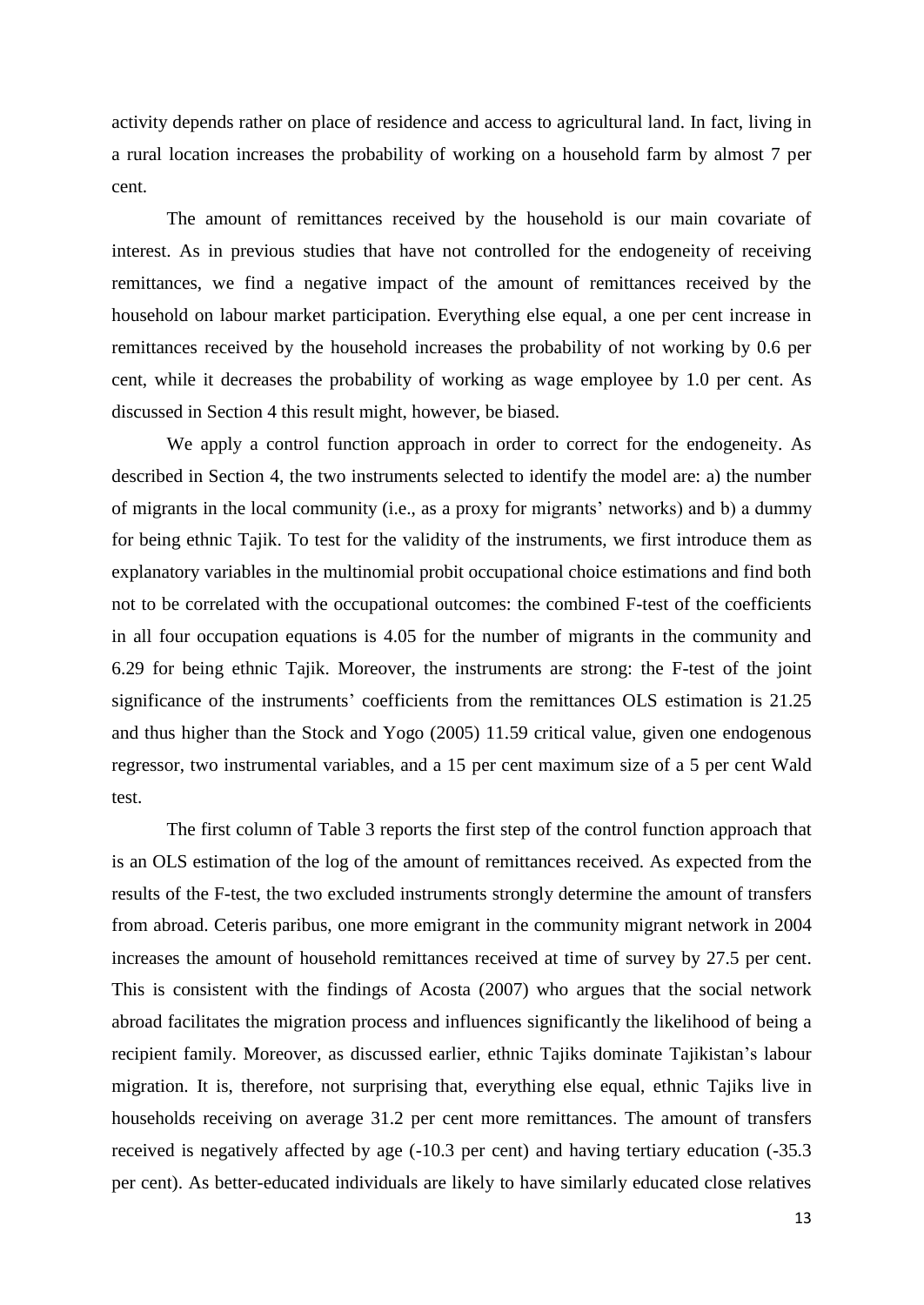activity depends rather on place of residence and access to agricultural land. In fact, living in a rural location increases the probability of working on a household farm by almost 7 per cent.

The amount of remittances received by the household is our main covariate of interest. As in previous studies that have not controlled for the endogeneity of receiving remittances, we find a negative impact of the amount of remittances received by the household on labour market participation. Everything else equal, a one per cent increase in remittances received by the household increases the probability of not working by 0.6 per cent, while it decreases the probability of working as wage employee by 1.0 per cent. As discussed in Section 4 this result might, however, be biased.

We apply a control function approach in order to correct for the endogeneity. As described in Section 4, the two instruments selected to identify the model are: a) the number of migrants in the local community (i.e., as a proxy for migrants' networks) and b) a dummy for being ethnic Tajik. To test for the validity of the instruments, we first introduce them as explanatory variables in the multinomial probit occupational choice estimations and find both not to be correlated with the occupational outcomes: the combined F-test of the coefficients in all four occupation equations is 4.05 for the number of migrants in the community and 6.29 for being ethnic Tajik. Moreover, the instruments are strong: the F-test of the joint significance of the instruments' coefficients from the remittances OLS estimation is 21.25 and thus higher than the Stock and Yogo (2005) 11.59 critical value, given one endogenous regressor, two instrumental variables, and a 15 per cent maximum size of a 5 per cent Wald test.

The first column of Table 3 reports the first step of the control function approach that is an OLS estimation of the log of the amount of remittances received. As expected from the results of the F-test, the two excluded instruments strongly determine the amount of transfers from abroad. Ceteris paribus, one more emigrant in the community migrant network in 2004 increases the amount of household remittances received at time of survey by 27.5 per cent. This is consistent with the findings of Acosta (2007) who argues that the social network abroad facilitates the migration process and influences significantly the likelihood of being a recipient family. Moreover, as discussed earlier, ethnic Tajiks dominate Tajikistan's labour migration. It is, therefore, not surprising that, everything else equal, ethnic Tajiks live in households receiving on average 31.2 per cent more remittances. The amount of transfers received is negatively affected by age (-10.3 per cent) and having tertiary education (-35.3 per cent). As better-educated individuals are likely to have similarly educated close relatives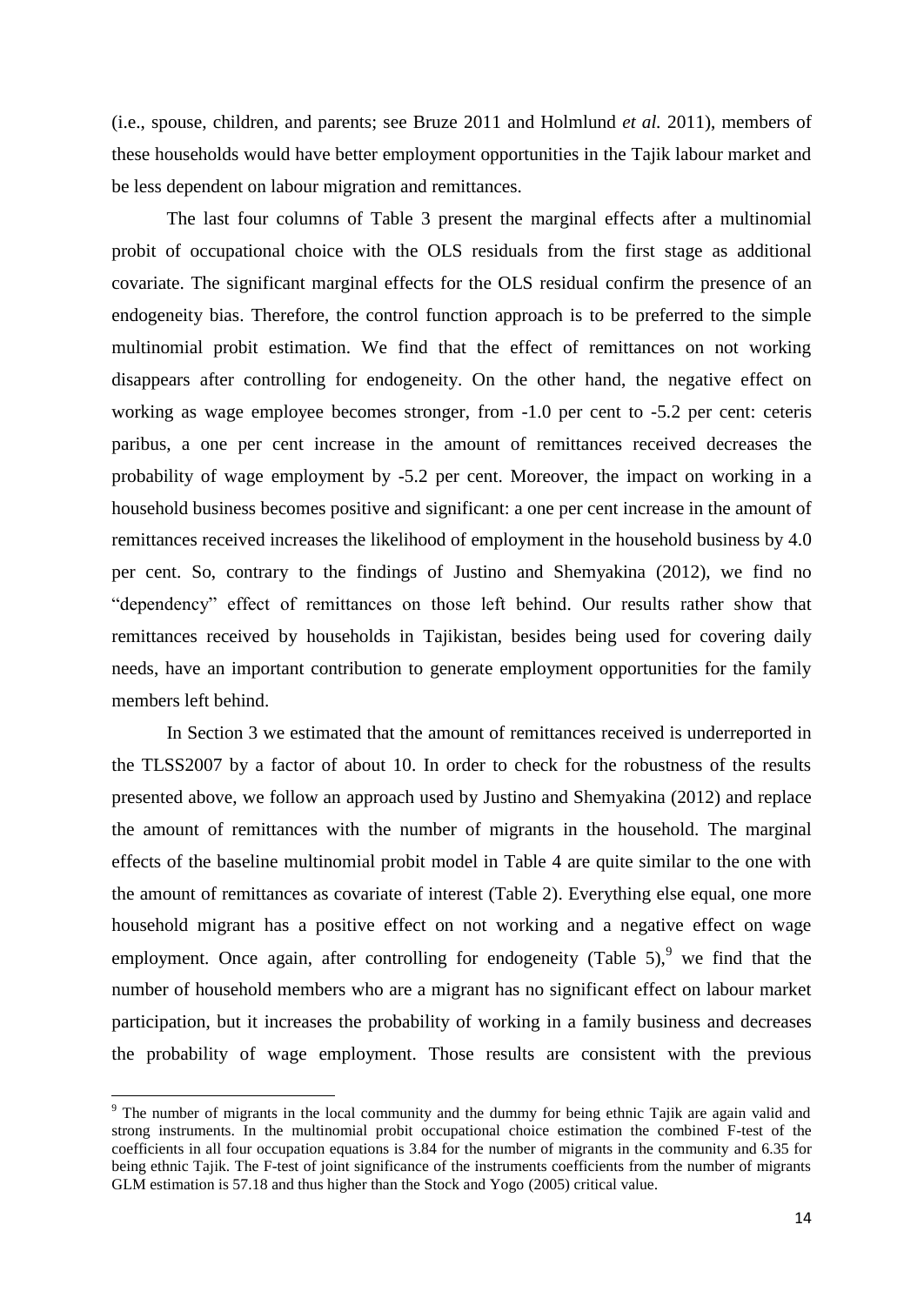(i.e., spouse, children, and parents; see Bruze 2011 and Holmlund *et al.* 2011), members of these households would have better employment opportunities in the Tajik labour market and be less dependent on labour migration and remittances.

The last four columns of Table 3 present the marginal effects after a multinomial probit of occupational choice with the OLS residuals from the first stage as additional covariate. The significant marginal effects for the OLS residual confirm the presence of an endogeneity bias. Therefore, the control function approach is to be preferred to the simple multinomial probit estimation. We find that the effect of remittances on not working disappears after controlling for endogeneity. On the other hand, the negative effect on working as wage employee becomes stronger, from -1.0 per cent to -5.2 per cent: ceteris paribus, a one per cent increase in the amount of remittances received decreases the probability of wage employment by -5.2 per cent. Moreover, the impact on working in a household business becomes positive and significant: a one per cent increase in the amount of remittances received increases the likelihood of employment in the household business by 4.0 per cent. So, contrary to the findings of Justino and Shemyakina (2012), we find no "dependency" effect of remittances on those left behind. Our results rather show that remittances received by households in Tajikistan, besides being used for covering daily needs, have an important contribution to generate employment opportunities for the family members left behind.

In Section 3 we estimated that the amount of remittances received is underreported in the TLSS2007 by a factor of about 10. In order to check for the robustness of the results presented above, we follow an approach used by Justino and Shemyakina (2012) and replace the amount of remittances with the number of migrants in the household. The marginal effects of the baseline multinomial probit model in Table 4 are quite similar to the one with the amount of remittances as covariate of interest (Table 2). Everything else equal, one more household migrant has a positive effect on not working and a negative effect on wage employment. Once again, after controlling for endogeneity (Table 5),[9] we find that the number of household members who are a migrant has no significant effect on labour market participation, but it increases the probability of working in a family business and decreases the probability of wage employment. Those results are consistent with the previous

[9] The number of migrants in the local community and the dummy for being ethnic Tajik are again valid and strong instruments. In the multinomial probit occupational choice estimation the combined F-test of the coefficients in all four occupation equations is 3.84 for the number of migrants in the community and 6.35 for being ethnic Tajik. The F-test of joint significance of the instruments coefficients from the number of migrants GLM estimation is 57.18 and thus higher than the Stock and Yogo (2005) critical value.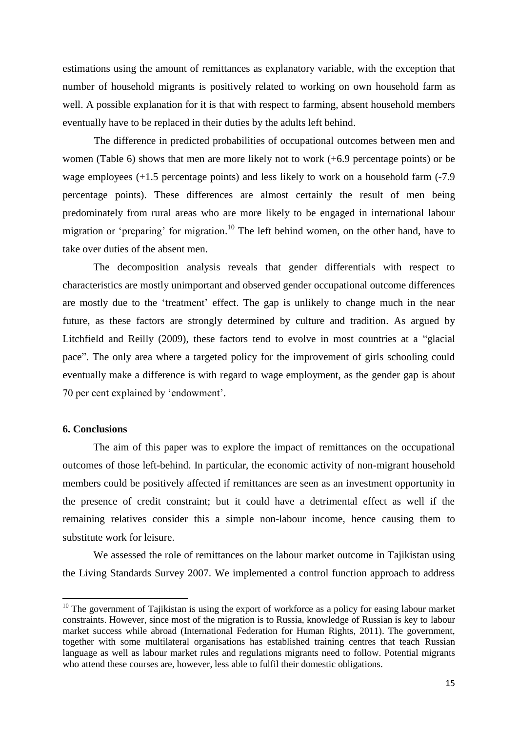estimations using the amount of remittances as explanatory variable, with the exception that number of household migrants is positively related to working on own household farm as well. A possible explanation for it is that with respect to farming, absent household members eventually have to be replaced in their duties by the adults left behind.

The difference in predicted probabilities of occupational outcomes between men and women (Table 6) shows that men are more likely not to work (+6.9 percentage points) or be wage employees (+1.5 percentage points) and less likely to work on a household farm (-7.9 percentage points). These differences are almost certainly the result of men being predominately from rural areas who are more likely to be engaged in international labour migration or 'preparing' for migration.[10] The left behind women, on the other hand, have to take over duties of the absent men.

The decomposition analysis reveals that gender differentials with respect to characteristics are mostly unimportant and observed gender occupational outcome differences are mostly due to the 'treatment' effect. The gap is unlikely to change much in the near future, as these factors are strongly determined by culture and tradition. As argued by Litchfield and Reilly (2009), these factors tend to evolve in most countries at a "glacial pace". The only area where a targeted policy for the improvement of girls schooling could eventually make a difference is with regard to wage employment, as the gender gap is about 70 per cent explained by 'endowment'.

## 6. Conclusions

The aim of this paper was to explore the impact of remittances on the occupational outcomes of those left-behind. In particular, the economic activity of non-migrant household members could be positively affected if remittances are seen as an investment opportunity in the presence of credit constraint; but it could have a detrimental effect as well if the remaining relatives consider this a simple non-labour income, hence causing them to substitute work for leisure.

We assessed the role of remittances on the labour market outcome in Tajikistan using the Living Standards Survey 2007. We implemented a control function approach to address

[10] The government of Tajikistan is using the export of workforce as a policy for easing labour market constraints. However, since most of the migration is to Russia, knowledge of Russian is key to labour market success while abroad (International Federation for Human Rights, 2011). The government, together with some multilateral organisations has established training centres that teach Russian language as well as labour market rules and regulations migrants need to follow. Potential migrants who attend these courses are, however, less able to fulfil their domestic obligations.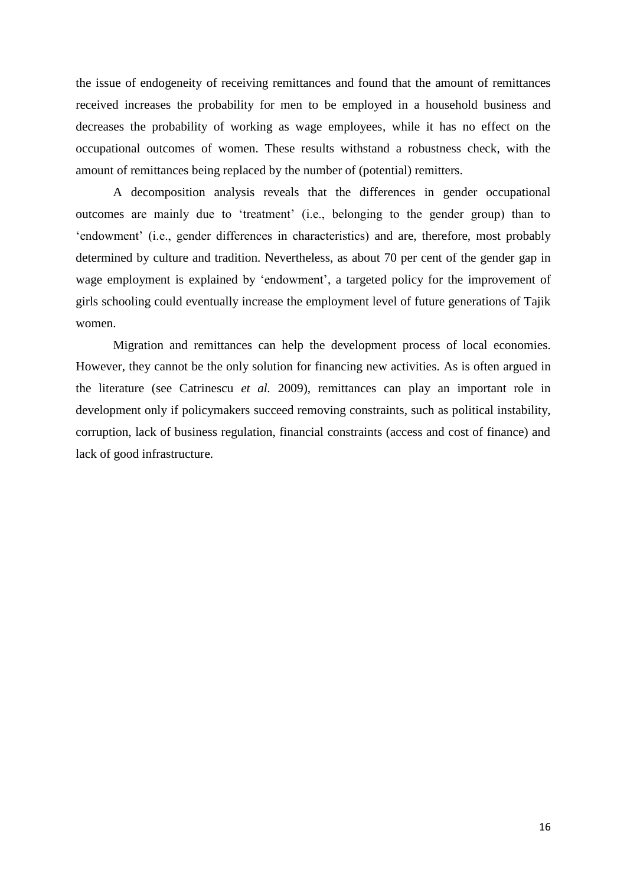the issue of endogeneity of receiving remittances and found that the amount of remittances received increases the probability for men to be employed in a household business and decreases the probability of working as wage employees, while it has no effect on the occupational outcomes of women. These results withstand a robustness check, with the amount of remittances being replaced by the number of (potential) remitters.

A decomposition analysis reveals that the differences in gender occupational outcomes are mainly due to 'treatment' (i.e., belonging to the gender group) than to 'endowment' (i.e., gender differences in characteristics) and are, therefore, most probably determined by culture and tradition. Nevertheless, as about 70 per cent of the gender gap in wage employment is explained by 'endowment', a targeted policy for the improvement of girls schooling could eventually increase the employment level of future generations of Tajik women.

Migration and remittances can help the development process of local economies. However, they cannot be the only solution for financing new activities. As is often argued in the literature (see Catrinescu *et al.* 2009), remittances can play an important role in development only if policymakers succeed removing constraints, such as political instability, corruption, lack of business regulation, financial constraints (access and cost of finance) and lack of good infrastructure.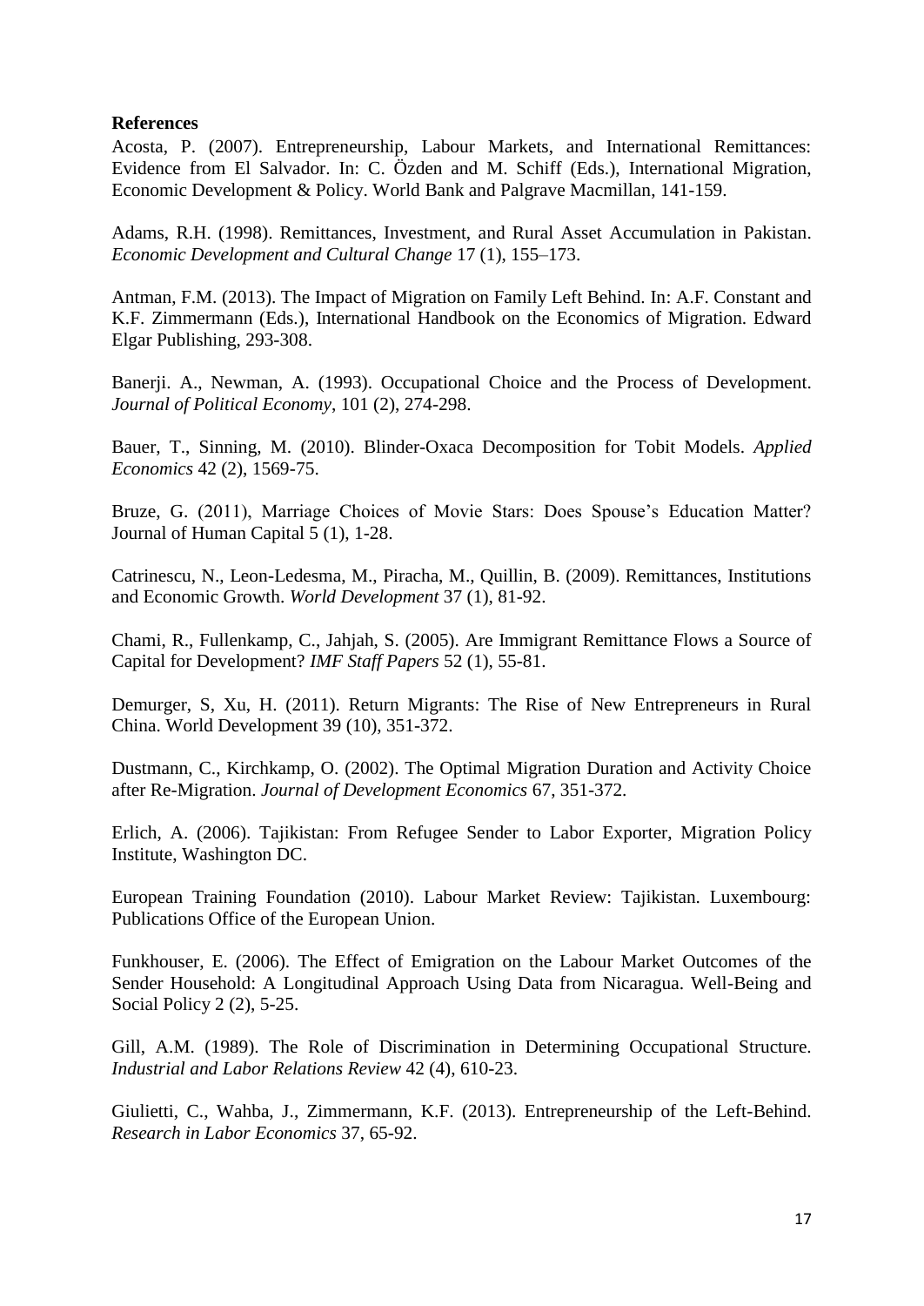**References**

Acosta, P. (2007). Entrepreneurship, Labour Markets, and International Remittances: Evidence from El Salvador. In: C. Özden and M. Schiff (Eds.), International Migration, Economic Development & Policy. World Bank and Palgrave Macmillan, 141-159.

Adams, R.H. (1998). Remittances, Investment, and Rural Asset Accumulation in Pakistan. *Economic Development and Cultural Change* 17 (1), 155–173.

Antman, F.M. (2013). The Impact of Migration on Family Left Behind. In: A.F. Constant and K.F. Zimmermann (Eds.), International Handbook on the Economics of Migration. Edward Elgar Publishing, 293-308.

Banerji. A., Newman, A. (1993). Occupational Choice and the Process of Development. *Journal of Political Economy*, 101 (2), 274-298.

Bauer, T., Sinning, M. (2010). Blinder-Oxaca Decomposition for Tobit Models. *Applied Economics* 42 (2), 1569-75.

Bruze, G. (2011), Marriage Choices of Movie Stars: Does Spouse's Education Matter? Journal of Human Capital 5 (1), 1-28.

Catrinescu, N., Leon-Ledesma, M., Piracha, M., Quillin, B. (2009). Remittances, Institutions and Economic Growth. *World Development* 37 (1), 81-92.

Chami, R., Fullenkamp, C., Jahjah, S. (2005). Are Immigrant Remittance Flows a Source of Capital for Development? *IMF Staff Papers* 52 (1), 55-81.

Demurger, S, Xu, H. (2011). Return Migrants: The Rise of New Entrepreneurs in Rural China. World Development 39 (10), 351-372.

Dustmann, C., Kirchkamp, O. (2002). The Optimal Migration Duration and Activity Choice after Re-Migration. *Journal of Development Economics* 67, 351-372.

Erlich, A. (2006). Tajikistan: From Refugee Sender to Labor Exporter, Migration Policy Institute, Washington DC.

European Training Foundation (2010). Labour Market Review: Tajikistan. Luxembourg: Publications Office of the European Union.

Funkhouser, E. (2006). The Effect of Emigration on the Labour Market Outcomes of the Sender Household: A Longitudinal Approach Using Data from Nicaragua. Well-Being and Social Policy 2 (2), 5-25.

Gill, A.M. (1989). The Role of Discrimination in Determining Occupational Structure. *Industrial and Labor Relations Review* 42 (4), 610-23.

Giulietti, C., Wahba, J., Zimmermann, K.F. (2013). Entrepreneurship of the Left-Behind. *Research in Labor Economics* 37, 65-92.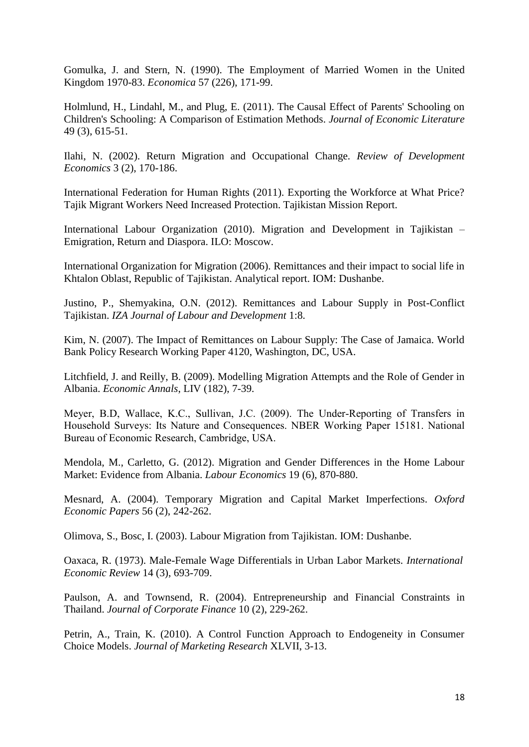Gomulka, J. and Stern, N. (1990). The Employment of Married Women in the United Kingdom 1970-83. *Economica* 57 (226), 171-99.

Holmlund, H., Lindahl, M., and Plug, E. (2011). The Causal Effect of Parents' Schooling on Children's Schooling: A Comparison of Estimation Methods. *Journal of Economic Literature* 49 (3), 615-51.

Ilahi, N. (2002). Return Migration and Occupational Change. *Review of Development Economics* 3 (2), 170-186.

International Federation for Human Rights (2011). Exporting the Workforce at What Price? Tajik Migrant Workers Need Increased Protection. Tajikistan Mission Report.

International Labour Organization (2010). Migration and Development in Tajikistan – Emigration, Return and Diaspora. ILO: Moscow.

International Organization for Migration (2006). Remittances and their impact to social life in Khtalon Oblast, Republic of Tajikistan. Analytical report. IOM: Dushanbe.

Justino, P., Shemyakina, O.N. (2012). Remittances and Labour Supply in Post-Conflict Tajikistan. *IZA Journal of Labour and Development* 1:8.

Kim, N. (2007). The Impact of Remittances on Labour Supply: The Case of Jamaica. World Bank Policy Research Working Paper 4120, Washington, DC, USA.

Litchfield, J. and Reilly, B. (2009). Modelling Migration Attempts and the Role of Gender in Albania. *Economic Annals*, LIV (182), 7-39.

Meyer, B.D, Wallace, K.C., Sullivan, J.C. (2009). The Under-Reporting of Transfers in Household Surveys: Its Nature and Consequences. NBER Working Paper 15181. National Bureau of Economic Research, Cambridge, USA.

Mendola, M., Carletto, G. (2012). Migration and Gender Differences in the Home Labour Market: Evidence from Albania. *Labour Economics* 19 (6), 870-880.

Mesnard, A. (2004). Temporary Migration and Capital Market Imperfections. *Oxford Economic Papers* 56 (2), 242-262.

Olimova, S., Bosc, I. (2003). Labour Migration from Tajikistan. IOM: Dushanbe.

Oaxaca, R. (1973). Male-Female Wage Differentials in Urban Labor Markets. *International Economic Review* 14 (3), 693-709.

Paulson, A. and Townsend, R. (2004). Entrepreneurship and Financial Constraints in Thailand. *Journal of Corporate Finance* 10 (2), 229-262.

Petrin, A., Train, K. (2010). A Control Function Approach to Endogeneity in Consumer Choice Models. *Journal of Marketing Research* XLVII, 3-13.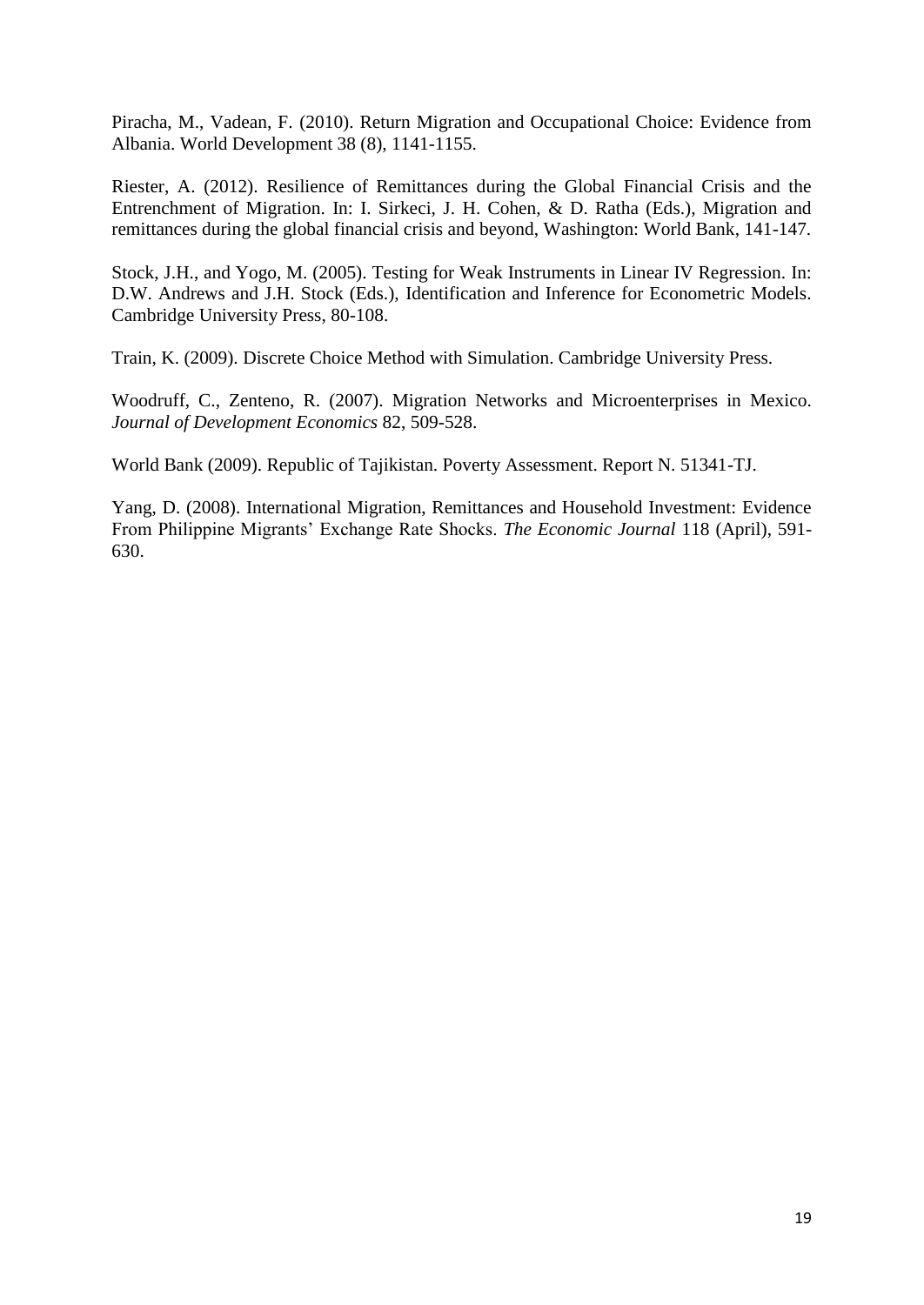Piracha, M., Vadean, F. (2010). Return Migration and Occupational Choice: Evidence from Albania. World Development 38 (8), 1141-1155.

Riester, A. (2012). Resilience of Remittances during the Global Financial Crisis and the Entrenchment of Migration. In: I. Sirkeci, J. H. Cohen, & D. Ratha (Eds.), Migration and remittances during the global financial crisis and beyond, Washington: World Bank, 141-147.

Stock, J.H., and Yogo, M. (2005). Testing for Weak Instruments in Linear IV Regression. In: D.W. Andrews and J.H. Stock (Eds.), Identification and Inference for Econometric Models. Cambridge University Press, 80-108.

Train, K. (2009). Discrete Choice Method with Simulation. Cambridge University Press.

Woodruff, C., Zenteno, R. (2007). Migration Networks and Microenterprises in Mexico. *Journal of Development Economics* 82, 509-528.

World Bank (2009). Republic of Tajikistan. Poverty Assessment. Report N. 51341-TJ.

Yang, D. (2008). International Migration, Remittances and Household Investment: Evidence From Philippine Migrants' Exchange Rate Shocks. *The Economic Journal* 118 (April), 591-630.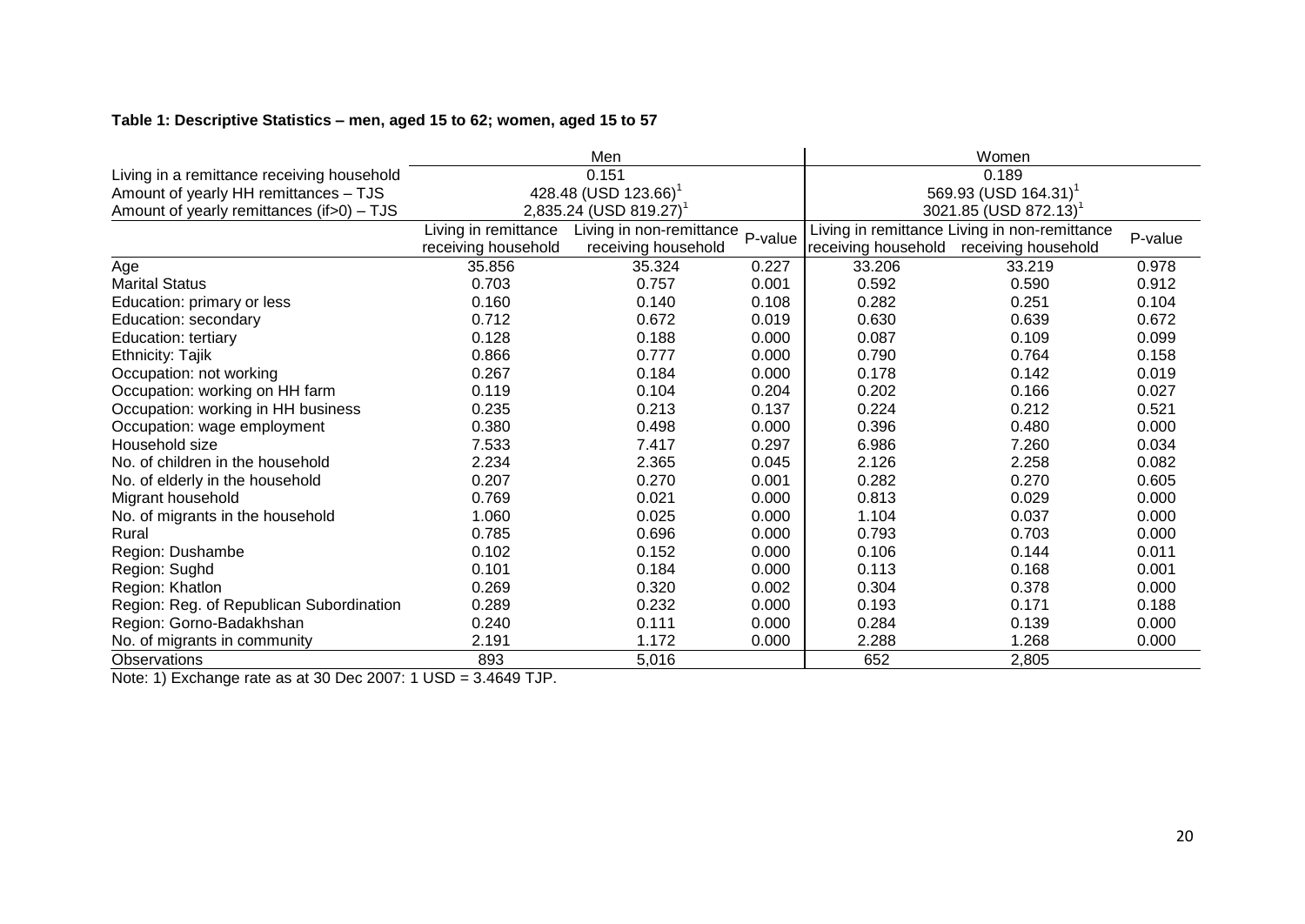**Table 1: Descriptive Statistics – men, aged 15 to 62; women, aged 15 to 57**

| | Men | | | Women | | |
|---|---|---|---|---|---|---|
| Living in a remittance receiving household | 0.151 | | | 0.189 | | |
| Amount of yearly HH remittances – TJS | 428.48 (USD 123.66)[1] | | | 569.93 (USD 164.31)[1] | | |
| Amount of yearly remittances (if>0) – TJS | 2,835.24 (USD 819.27)[1] | | | 3021.85 (USD 872.13)[1] | | |
| | Living in remittance receiving household | Living in non-remittance receiving household | P-value | Living in remittance receiving household | Living in non-remittance receiving household | P-value |
| Age | 35.856 | 35.324 | 0.227 | 33.206 | 33.219 | 0.978 |
| Marital Status | 0.703 | 0.757 | 0.001 | 0.592 | 0.590 | 0.912 |
| Education: primary or less | 0.160 | 0.140 | 0.108 | 0.282 | 0.251 | 0.104 |
| Education: secondary | 0.712 | 0.672 | 0.019 | 0.630 | 0.639 | 0.672 |
| Education: tertiary | 0.128 | 0.188 | 0.000 | 0.087 | 0.109 | 0.099 |
| Ethnicity: Tajik | 0.866 | 0.777 | 0.000 | 0.790 | 0.764 | 0.158 |
| Occupation: not working | 0.267 | 0.184 | 0.000 | 0.178 | 0.142 | 0.019 |
| Occupation: working on HH farm | 0.119 | 0.104 | 0.204 | 0.202 | 0.166 | 0.027 |
| Occupation: working in HH business | 0.235 | 0.213 | 0.137 | 0.224 | 0.212 | 0.521 |
| Occupation: wage employment | 0.380 | 0.498 | 0.000 | 0.396 | 0.480 | 0.000 |
| Household size | 7.533 | 7.417 | 0.297 | 6.986 | 7.260 | 0.034 |
| No. of children in the household | 2.234 | 2.365 | 0.045 | 2.126 | 2.258 | 0.082 |
| No. of elderly in the household | 0.207 | 0.270 | 0.001 | 0.282 | 0.270 | 0.605 |
| Migrant household | 0.769 | 0.021 | 0.000 | 0.813 | 0.029 | 0.000 |
| No. of migrants in the household | 1.060 | 0.025 | 0.000 | 1.104 | 0.037 | 0.000 |
| Rural | 0.785 | 0.696 | 0.000 | 0.793 | 0.703 | 0.000 |
| Region: Dushambe | 0.102 | 0.152 | 0.000 | 0.106 | 0.144 | 0.011 |
| Region: Sughd | 0.101 | 0.184 | 0.000 | 0.113 | 0.168 | 0.001 |
| Region: Khatlon | 0.269 | 0.320 | 0.002 | 0.304 | 0.378 | 0.000 |
| Region: Reg. of Republican Subordination | 0.289 | 0.232 | 0.000 | 0.193 | 0.171 | 0.188 |
| Region: Gorno-Badakhshan | 0.240 | 0.111 | 0.000 | 0.284 | 0.139 | 0.000 |
| No. of migrants in community | 2.191 | 1.172 | 0.000 | 2.288 | 1.268 | 0.000 |
| Observations | 893 | 5,016 | | 652 | 2,805 | |

Note: 1) Exchange rate as at 30 Dec 2007: 1 USD = 3.4649 TJP.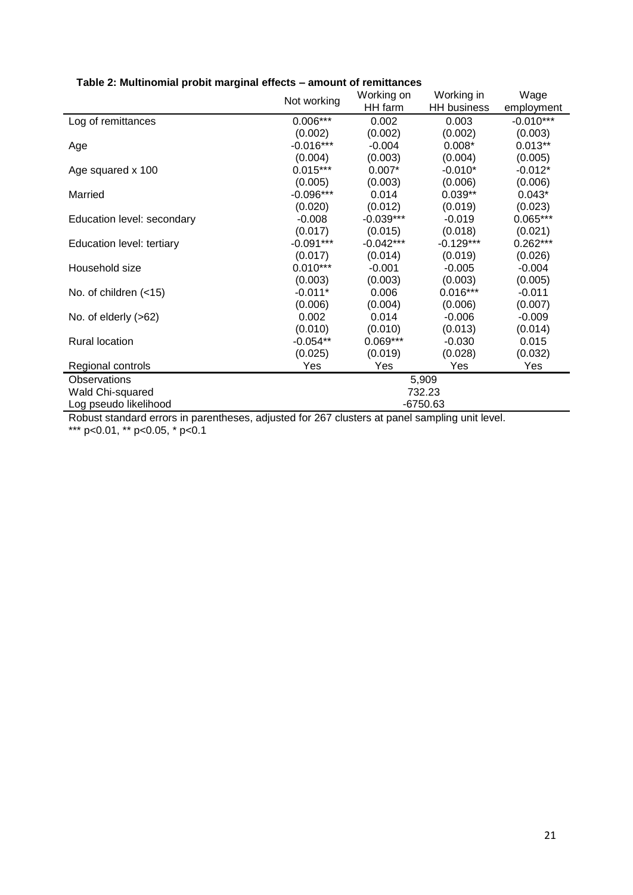**Table 2: Multinomial probit marginal effects – amount of remittances**

| | Not working | Working on HH farm | Working in HH business | Wage employment |
|---|---|---|---|---|
| Log of remittances | 0.006*** | 0.002 | 0.003 | -0.010*** |
| | (0.002) | (0.002) | (0.002) | (0.003) |
| Age | -0.016*** | -0.004 | 0.008* | 0.013** |
| | (0.004) | (0.003) | (0.004) | (0.005) |
| Age squared x 100 | 0.015*** | 0.007* | -0.010* | -0.012* |
| | (0.005) | (0.003) | (0.006) | (0.006) |
| Married | -0.096*** | 0.014 | 0.039** | 0.043* |
| | (0.020) | (0.012) | (0.019) | (0.023) |
| Education level: secondary | -0.008 | -0.039*** | -0.019 | 0.065*** |
| | (0.017) | (0.015) | (0.018) | (0.021) |
| Education level: tertiary | -0.091*** | -0.042*** | -0.129*** | 0.262*** |
| | (0.017) | (0.014) | (0.019) | (0.026) |
| Household size | 0.010*** | -0.001 | -0.005 | -0.004 |
| | (0.003) | (0.003) | (0.003) | (0.005) |
| No. of children (<15) | -0.011* | 0.006 | 0.016*** | -0.011 |
| | (0.006) | (0.004) | (0.006) | (0.007) |
| No. of elderly (>62) | 0.002 | 0.014 | -0.006 | -0.009 |
| | (0.010) | (0.010) | (0.013) | (0.014) |
| Rural location | -0.054** | 0.069*** | -0.030 | 0.015 |
| | (0.025) | (0.019) | (0.028) | (0.032) |
| Regional controls | Yes | Yes | Yes | Yes |
| Observations | 5,909 | | | |
| Wald Chi-squared | 732.23 | | | |
| Log pseudo likelihood | -6750.63 | | | |

Robust standard errors in parentheses, adjusted for 267 clusters at panel sampling unit level.
*** p<0.01, ** p<0.05, * p<0.1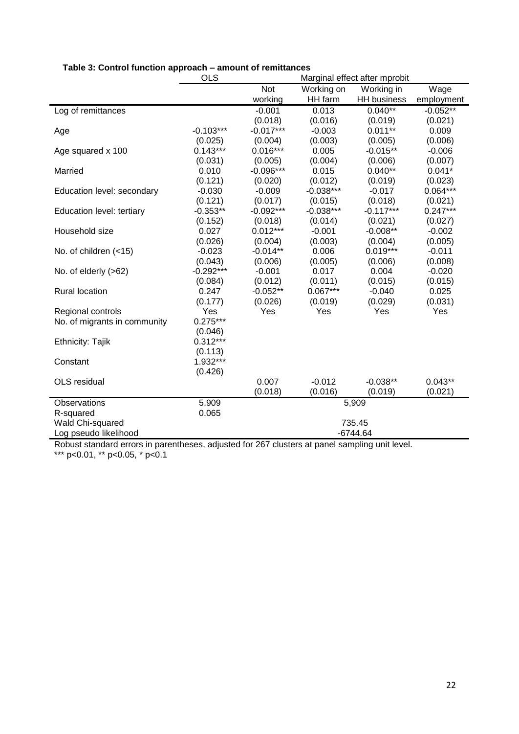**Table 3: Control function approach – amount of remittances**

| | OLS | Marginal effect after mprobit | | | |
|---|---|---|---|---|---|
| | | Not working | Working on HH farm | Working in HH business | Wage employment |
| Log of remittances | | -0.001 | 0.013 | 0.040** | -0.052** |
| | | (0.018) | (0.016) | (0.019) | (0.021) |
| Age | -0.103*** | -0.017*** | -0.003 | 0.011** | 0.009 |
| | (0.025) | (0.004) | (0.003) | (0.005) | (0.006) |
| Age squared x 100 | 0.143*** | 0.016*** | 0.005 | -0.015** | -0.006 |
| | (0.031) | (0.005) | (0.004) | (0.006) | (0.007) |
| Married | 0.010 | -0.096*** | 0.015 | 0.040** | 0.041* |
| | (0.121) | (0.020) | (0.012) | (0.019) | (0.023) |
| Education level: secondary | -0.030 | -0.009 | -0.038*** | -0.017 | 0.064*** |
| | (0.121) | (0.017) | (0.015) | (0.018) | (0.021) |
| Education level: tertiary | -0.353** | -0.092*** | -0.038*** | -0.117*** | 0.247*** |
| | (0.152) | (0.018) | (0.014) | (0.021) | (0.027) |
| Household size | 0.027 | 0.012*** | -0.001 | -0.008** | -0.002 |
| | (0.026) | (0.004) | (0.003) | (0.004) | (0.005) |
| No. of children (<15) | -0.023 | -0.014** | 0.006 | 0.019*** | -0.011 |
| | (0.043) | (0.006) | (0.005) | (0.006) | (0.008) |
| No. of elderly (>62) | -0.292*** | -0.001 | 0.017 | 0.004 | -0.020 |
| | (0.084) | (0.012) | (0.011) | (0.015) | (0.015) |
| Rural location | 0.247 | -0.052** | 0.067*** | -0.040 | 0.025 |
| | (0.177) | (0.026) | (0.019) | (0.029) | (0.031) |
| Regional controls | Yes | Yes | Yes | Yes | Yes |
| No. of migrants in community | 0.275*** | | | | |
| | (0.046) | | | | |
| Ethnicity: Tajik | 0.312*** | | | | |
| | (0.113) | | | | |
| Constant | 1.932*** | | | | |
| | (0.426) | | | | |
| OLS residual | | 0.007 | -0.012 | -0.038** | 0.043** |
| | | (0.018) | (0.016) | (0.019) | (0.021) |
| Observations | 5,909 | 5,909 | | | |
| R-squared | 0.065 | | | | |
| Wald Chi-squared | | 735.45 | | | |
| Log pseudo likelihood | | -6744.64 | | | |

Robust standard errors in parentheses, adjusted for 267 clusters at panel sampling unit level.
*** p<0.01, ** p<0.05, * p<0.1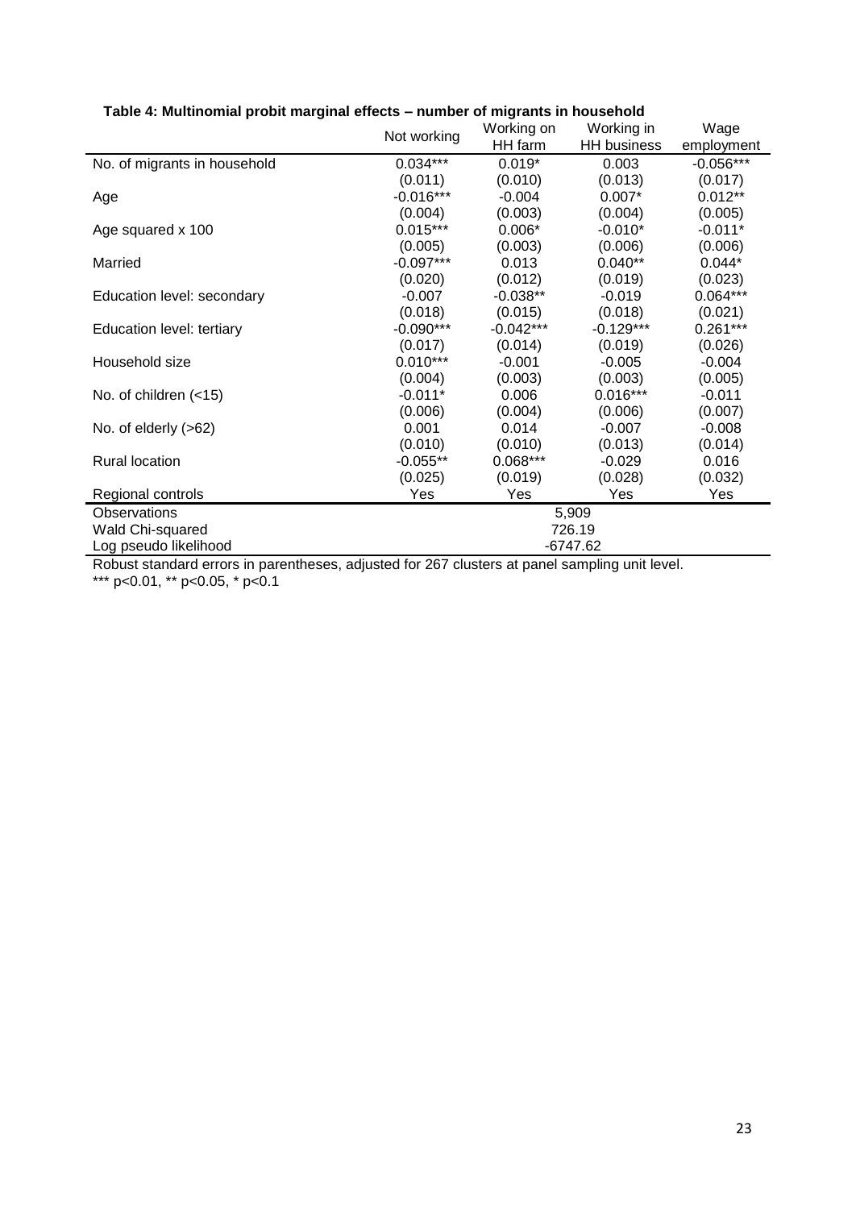**Table 4: Multinomial probit marginal effects – number of migrants in household**

| | Not working | Working on HH farm | Working in HH business | Wage employment |
|---|---|---|---|---|
| No. of migrants in household | 0.034*** | 0.019* | 0.003 | -0.056*** |
| | (0.011) | (0.010) | (0.013) | (0.017) |
| Age | -0.016*** | -0.004 | 0.007* | 0.012** |
| | (0.004) | (0.003) | (0.004) | (0.005) |
| Age squared x 100 | 0.015*** | 0.006* | -0.010* | -0.011* |
| | (0.005) | (0.003) | (0.006) | (0.006) |
| Married | -0.097*** | 0.013 | 0.040** | 0.044* |
| | (0.020) | (0.012) | (0.019) | (0.023) |
| Education level: secondary | -0.007 | -0.038** | -0.019 | 0.064*** |
| | (0.018) | (0.015) | (0.018) | (0.021) |
| Education level: tertiary | -0.090*** | -0.042*** | -0.129*** | 0.261*** |
| | (0.017) | (0.014) | (0.019) | (0.026) |
| Household size | 0.010*** | -0.001 | -0.005 | -0.004 |
| | (0.004) | (0.003) | (0.003) | (0.005) |
| No. of children (<15) | -0.011* | 0.006 | 0.016*** | -0.011 |
| | (0.006) | (0.004) | (0.006) | (0.007) |
| No. of elderly (>62) | 0.001 | 0.014 | -0.007 | -0.008 |
| | (0.010) | (0.010) | (0.013) | (0.014) |
| Rural location | -0.055** | 0.068*** | -0.029 | 0.016 |
| | (0.025) | (0.019) | (0.028) | (0.032) |
| Regional controls | Yes | Yes | Yes | Yes |
| Observations | 5,909 | | | |
| Wald Chi-squared | 726.19 | | | |
| Log pseudo likelihood | -6747.62 | | | |

Robust standard errors in parentheses, adjusted for 267 clusters at panel sampling unit level.
*** p<0.01, ** p<0.05, * p<0.1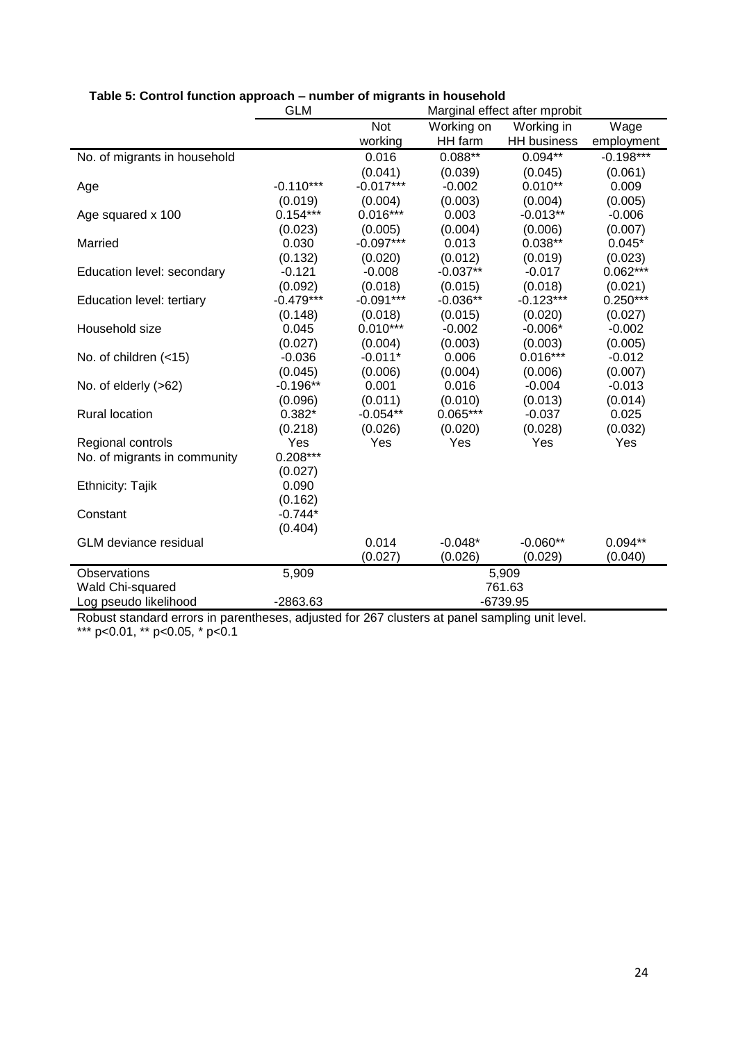**Table 5: Control function approach – number of migrants in household**

| | GLM | Marginal effect after mprobit | | | |
|---|---|---|---|---|---|
| | | Not working | Working on HH farm | Working in HH business | Wage employment |
| No. of migrants in household | | 0.016 | 0.088** | 0.094** | -0.198*** |
| | | (0.041) | (0.039) | (0.045) | (0.061) |
| Age | -0.110*** | -0.017*** | -0.002 | 0.010** | 0.009 |
| | (0.019) | (0.004) | (0.003) | (0.004) | (0.005) |
| Age squared x 100 | 0.154*** | 0.016*** | 0.003 | -0.013** | -0.006 |
| | (0.023) | (0.005) | (0.004) | (0.006) | (0.007) |
| Married | 0.030 | -0.097*** | 0.013 | 0.038** | 0.045* |
| | (0.132) | (0.020) | (0.012) | (0.019) | (0.023) |
| Education level: secondary | -0.121 | -0.008 | -0.037** | -0.017 | 0.062*** |
| | (0.092) | (0.018) | (0.015) | (0.018) | (0.021) |
| Education level: tertiary | -0.479*** | -0.091*** | -0.036** | -0.123*** | 0.250*** |
| | (0.148) | (0.018) | (0.015) | (0.020) | (0.027) |
| Household size | 0.045 | 0.010*** | -0.002 | -0.006* | -0.002 |
| | (0.027) | (0.004) | (0.003) | (0.003) | (0.005) |
| No. of children (<15) | -0.036 | -0.011* | 0.006 | 0.016*** | -0.012 |
| | (0.045) | (0.006) | (0.004) | (0.006) | (0.007) |
| No. of elderly (>62) | -0.196** | 0.001 | 0.016 | -0.004 | -0.013 |
| | (0.096) | (0.011) | (0.010) | (0.013) | (0.014) |
| Rural location | 0.382* | -0.054** | 0.065*** | -0.037 | 0.025 |
| | (0.218) | (0.026) | (0.020) | (0.028) | (0.032) |
| Regional controls | Yes | Yes | Yes | Yes | Yes |
| No. of migrants in community | 0.208*** | | | | |
| | (0.027) | | | | |
| Ethnicity: Tajik | 0.090 | | | | |
| | (0.162) | | | | |
| Constant | -0.744* | | | | |
| | (0.404) | | | | |
| GLM deviance residual | | 0.014 | -0.048* | -0.060** | 0.094** |
| | | (0.027) | (0.026) | (0.029) | (0.040) |
| Observations | 5,909 | 5,909 | | | |
| Wald Chi-squared | | 761.63 | | | |
| Log pseudo likelihood | -2863.63 | -6739.95 | | | |

Robust standard errors in parentheses, adjusted for 267 clusters at panel sampling unit level.
*** p<0.01, ** p<0.05, * p<0.1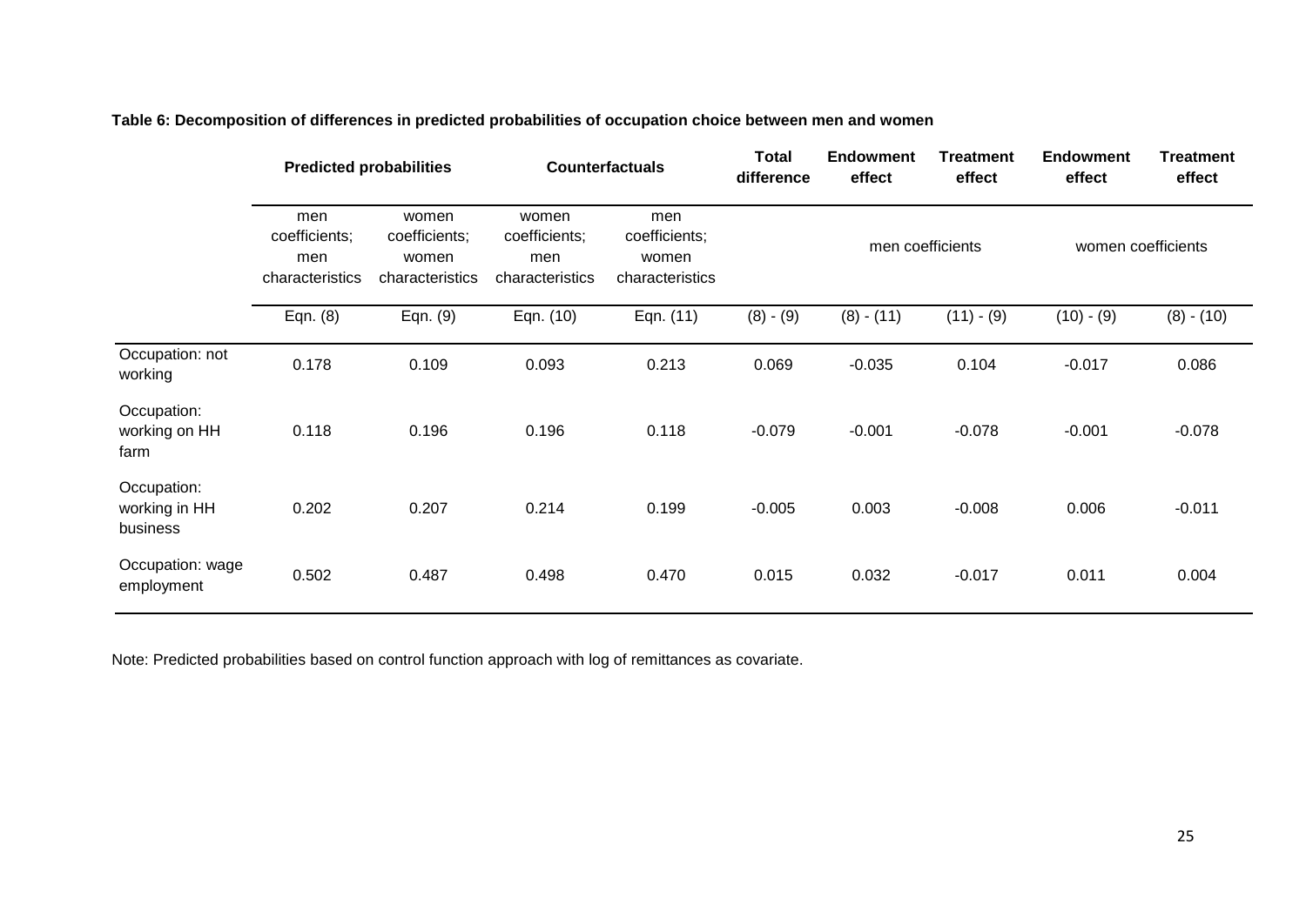**Table 6: Decomposition of differences in predicted probabilities of occupation choice between men and women**

| | Predicted probabilities | | Counterfactuals | | Total difference | Endowment effect | Treatment effect | Endowment effect | Treatment effect |
|---|---|---|---|---|---|---|---|---|---|
| | men coefficients; men characteristics | women coefficients; women characteristics | women coefficients; men characteristics | men coefficients; women characteristics | | men coefficients | | women coefficients | |
| | Eqn. (8) | Eqn. (9) | Eqn. (10) | Eqn. (11) | (8) - (9) | (8) - (11) | (11) - (9) | (10) - (9) | (8) - (10) |
| Occupation: not working | 0.178 | 0.109 | 0.093 | 0.213 | 0.069 | -0.035 | 0.104 | -0.017 | 0.086 |
| Occupation: working on HH farm | 0.118 | 0.196 | 0.196 | 0.118 | -0.079 | -0.001 | -0.078 | -0.001 | -0.078 |
| Occupation: working in HH business | 0.202 | 0.207 | 0.214 | 0.199 | -0.005 | 0.003 | -0.008 | 0.006 | -0.011 |
| Occupation: wage employment | 0.502 | 0.487 | 0.498 | 0.470 | 0.015 | 0.032 | -0.017 | 0.011 | 0.004 |

Note: Predicted probabilities based on control function approach with log of remittances as covariate.